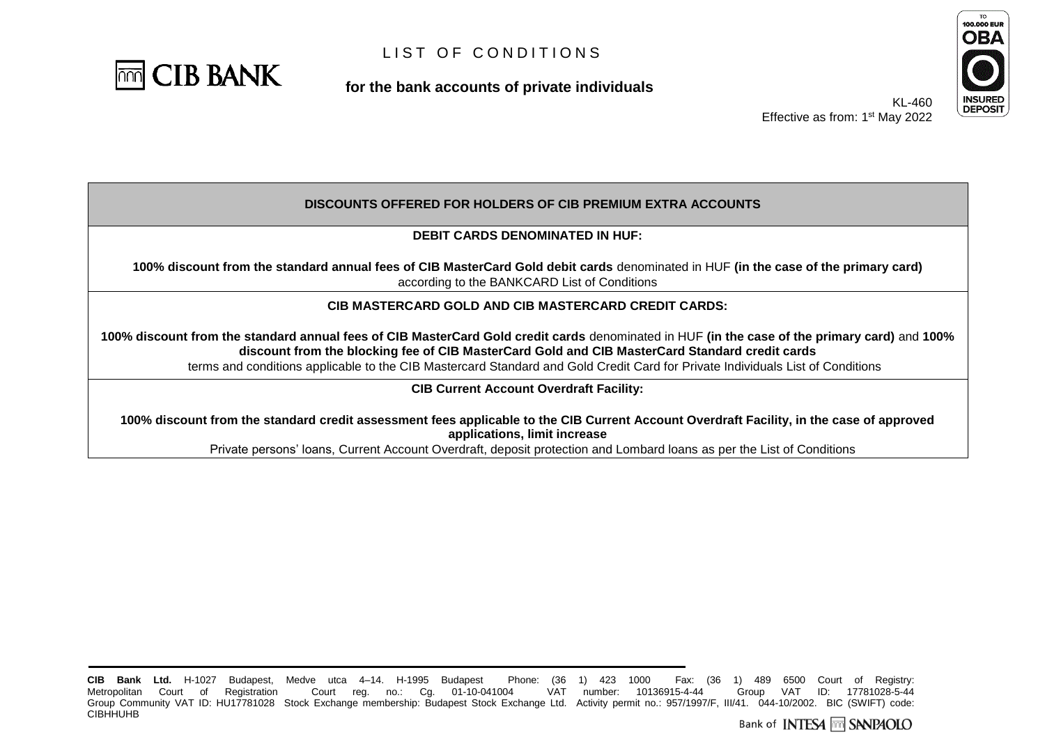# LIST OF CONDITIONS

**for the bank accounts of private individuals**

KL-460
Effective as from: 1st May 2022

| DISCOUNTS OFFERED FOR HOLDERS OF CIB PREMIUM EXTRA ACCOUNTS |
|---|
| **DEBIT CARDS DENOMINATED IN HUF:**<br><br>**100% discount from the standard annual fees of CIB MasterCard Gold debit cards** denominated in HUF **(in the case of the primary card)** according to the BANKCARD List of Conditions |
| **CIB MASTERCARD GOLD AND CIB MASTERCARD CREDIT CARDS:**<br><br>**100% discount from the standard annual fees of CIB MasterCard Gold credit cards** denominated in HUF **(in the case of the primary card)** and **100% discount from the blocking fee of CIB MasterCard Gold and CIB MasterCard Standard credit cards** terms and conditions applicable to the CIB Mastercard Standard and Gold Credit Card for Private Individuals List of Conditions |
| **CIB Current Account Overdraft Facility:**<br><br>**100% discount from the standard credit assessment fees applicable to the CIB Current Account Overdraft Facility, in the case of approved applications, limit increase**<br>Private persons' loans, Current Account Overdraft, deposit protection and Lombard loans as per the List of Conditions |

**CIB Bank Ltd.** H-1027 Budapest, Medve utca 4–14. H-1995 Budapest Phone: (36 1) 423 1000 Fax: (36 1) 489 6500 Court of Registry: Metropolitan Court of Registration Court reg. no.: Cg. 01-10-041004 VAT number: 10136915-4-44 Group VAT ID: 17781028-5-44 Group Community VAT ID: HU17781028 Stock Exchange membership: Budapest Stock Exchange Ltd. Activity permit no.: 957/1997/F, III/41. 044-10/2002. BIC (SWIFT) code: CIBHHUHB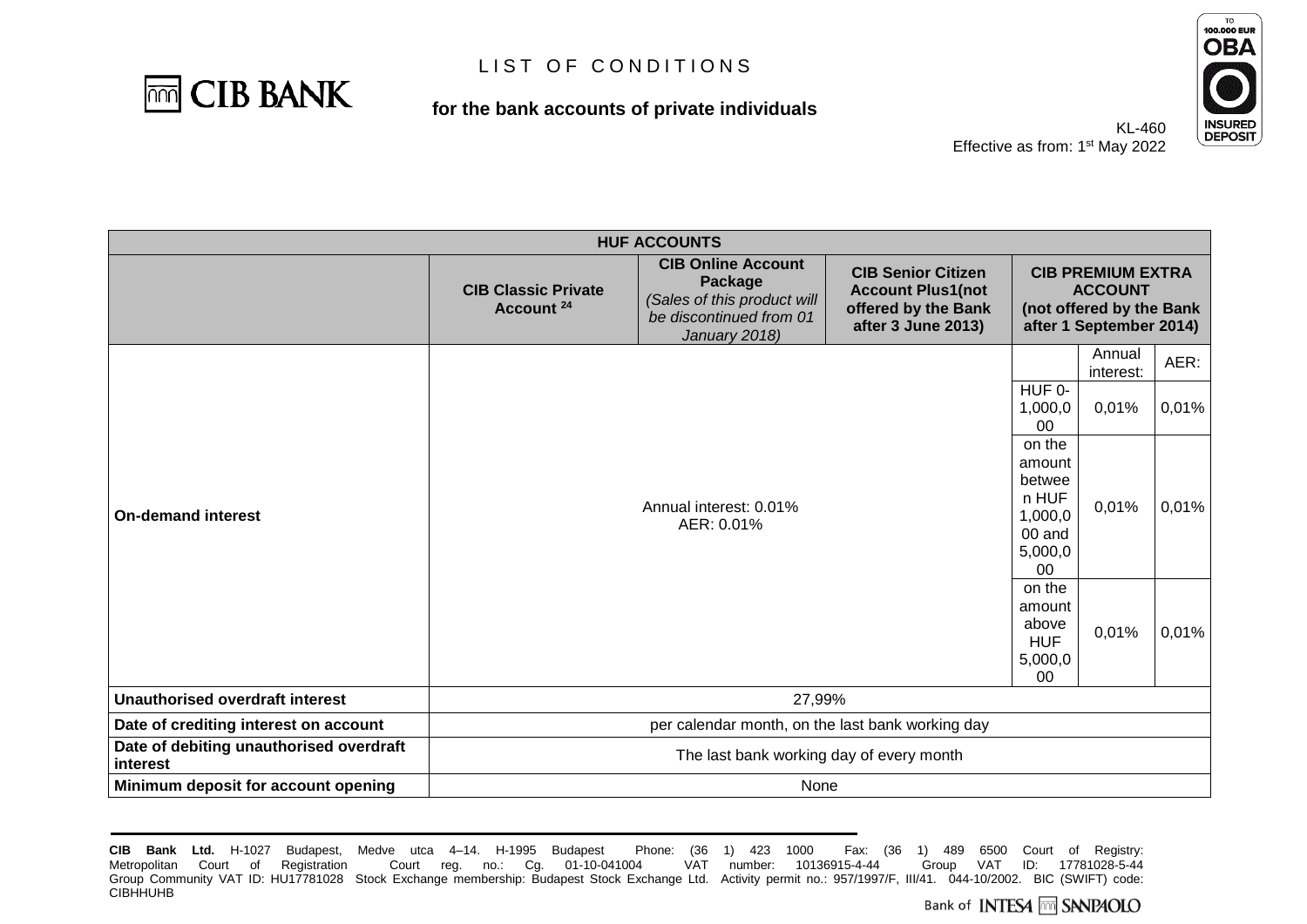# LIST OF CONDITIONS

## for the bank accounts of private individuals

KL-460
Effective as from: 1st May 2022

| HUF ACCOUNTS | | | | | | |
|---|---|---|---|---|---|---|
| | **CIB Classic Private Account** [24] | **CIB Online Account Package** *(Sales of this product will be discontinued from 01 January 2018)* | **CIB Senior Citizen Account Plus1(not offered by the Bank after 3 June 2013)** | **CIB PREMIUM EXTRA ACCOUNT (not offered by the Bank after 1 September 2014)** | | |
| **On-demand interest** | Annual interest: 0.01% AER: 0.01% | | | | Annual interest: | AER: |
| | | | | HUF 0-1,000,000 | 0,01% | 0,01% |
| | | | | on the amount between HUF 1,000,000 and 5,000,000 | 0,01% | 0,01% |
| | | | | on the amount above HUF 5,000,000 | 0,01% | 0,01% |
| **Unauthorised overdraft interest** | 27,99% | | | | | |
| **Date of crediting interest on account** | per calendar month, on the last bank working day | | | | | |
| **Date of debiting unauthorised overdraft interest** | The last bank working day of every month | | | | | |
| **Minimum deposit for account opening** | None | | | | | |

**CIB Bank Ltd.** H-1027 Budapest, Medve utca 4–14. H-1995 Budapest Phone: (36 1) 423 1000 Fax: (36 1) 489 6500 Court of Registry: Metropolitan Court of Registration Court reg. no.: Cg. 01-10-041004 VAT number: 10136915-4-44 Group VAT ID: 17781028-5-44 Group Community VAT ID: HU17781028 Stock Exchange membership: Budapest Stock Exchange Ltd. Activity permit no.: 957/1997/F, III/41. 044-10/2002. BIC (SWIFT) code: CIBHHUHB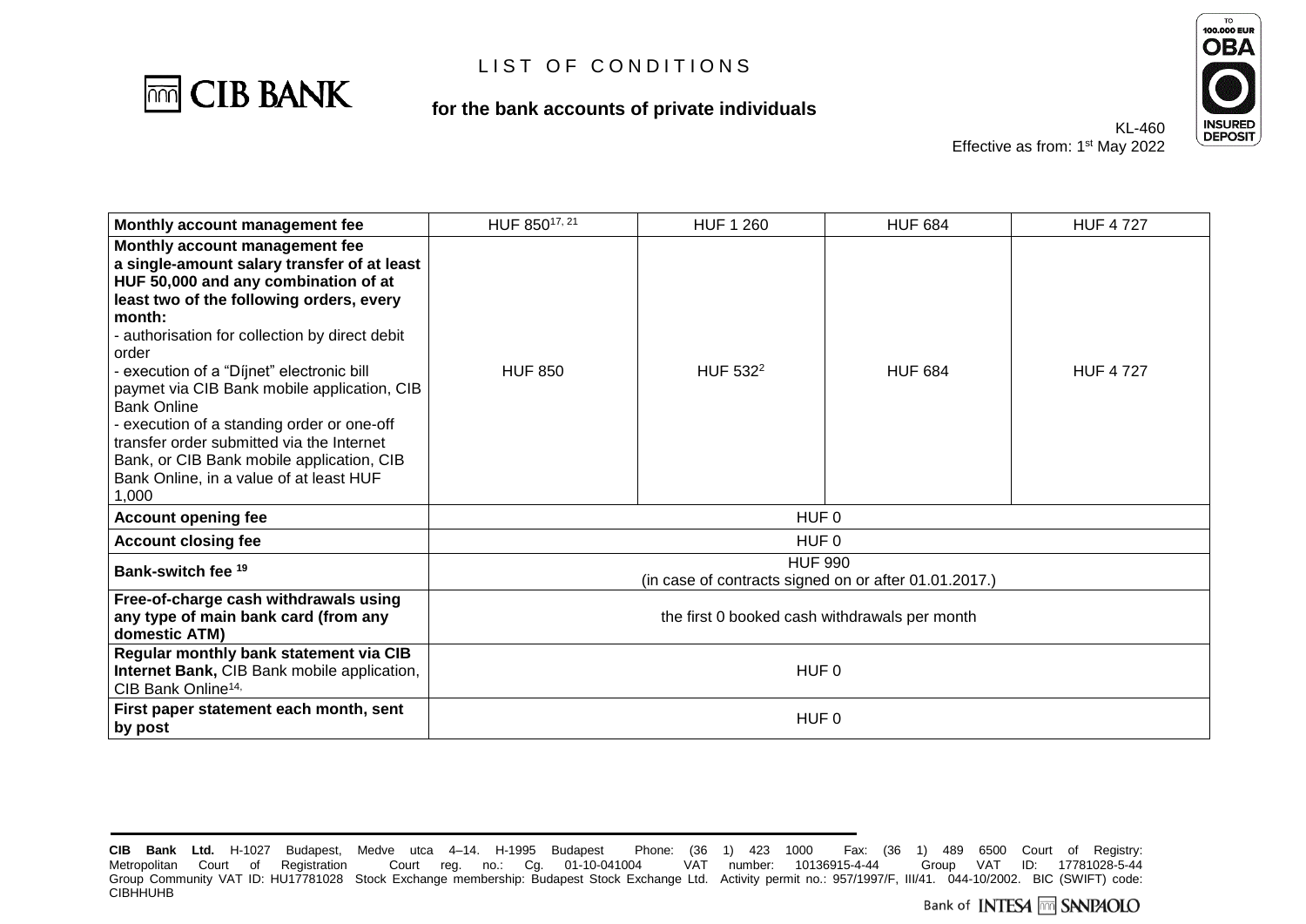# LIST OF CONDITIONS

**for the bank accounts of private individuals**

KL-460
Effective as from: 1st May 2022

| **Monthly account management fee** | HUF 850[17, 21] | HUF 1 260 | HUF 684 | HUF 4 727 |
|---|---|---|---|---|
| **Monthly account management fee a single-amount salary transfer of at least HUF 50,000 and any combination of at least two of the following orders, every month:** - authorisation for collection by direct debit order - execution of a "Díjnet" electronic bill paymet via CIB Bank mobile application, CIB Bank Online - execution of a standing order or one-off transfer order submitted via the Internet Bank, or CIB Bank mobile application, CIB Bank Online, in a value of at least HUF 1,000 | HUF 850 | HUF 532[2] | HUF 684 | HUF 4 727 |
| **Account opening fee** | HUF 0 | | | |
| **Account closing fee** | HUF 0 | | | |
| **Bank-switch fee [19]** | HUF 990 (in case of contracts signed on or after 01.01.2017.) | | | |
| **Free-of-charge cash withdrawals using any type of main bank card (from any domestic ATM)** | the first 0 booked cash withdrawals per month | | | |
| **Regular monthly bank statement via CIB Internet Bank,** CIB Bank mobile application, CIB Bank Online[14,] | HUF 0 | | | |
| **First paper statement each month, sent by post** | HUF 0 | | | |

**CIB Bank Ltd.** H-1027 Budapest, Medve utca 4–14. H-1995 Budapest Phone: (36 1) 423 1000 Fax: (36 1) 489 6500 Court of Registry: Metropolitan Court of Registration Court reg. no.: Cg. 01-10-041004 VAT number: 10136915-4-44 Group VAT ID: 17781028-5-44 Group Community VAT ID: HU17781028 Stock Exchange membership: Budapest Stock Exchange Ltd. Activity permit no.: 957/1997/F, III/41. 044-10/2002. BIC (SWIFT) code: CIBHHUHB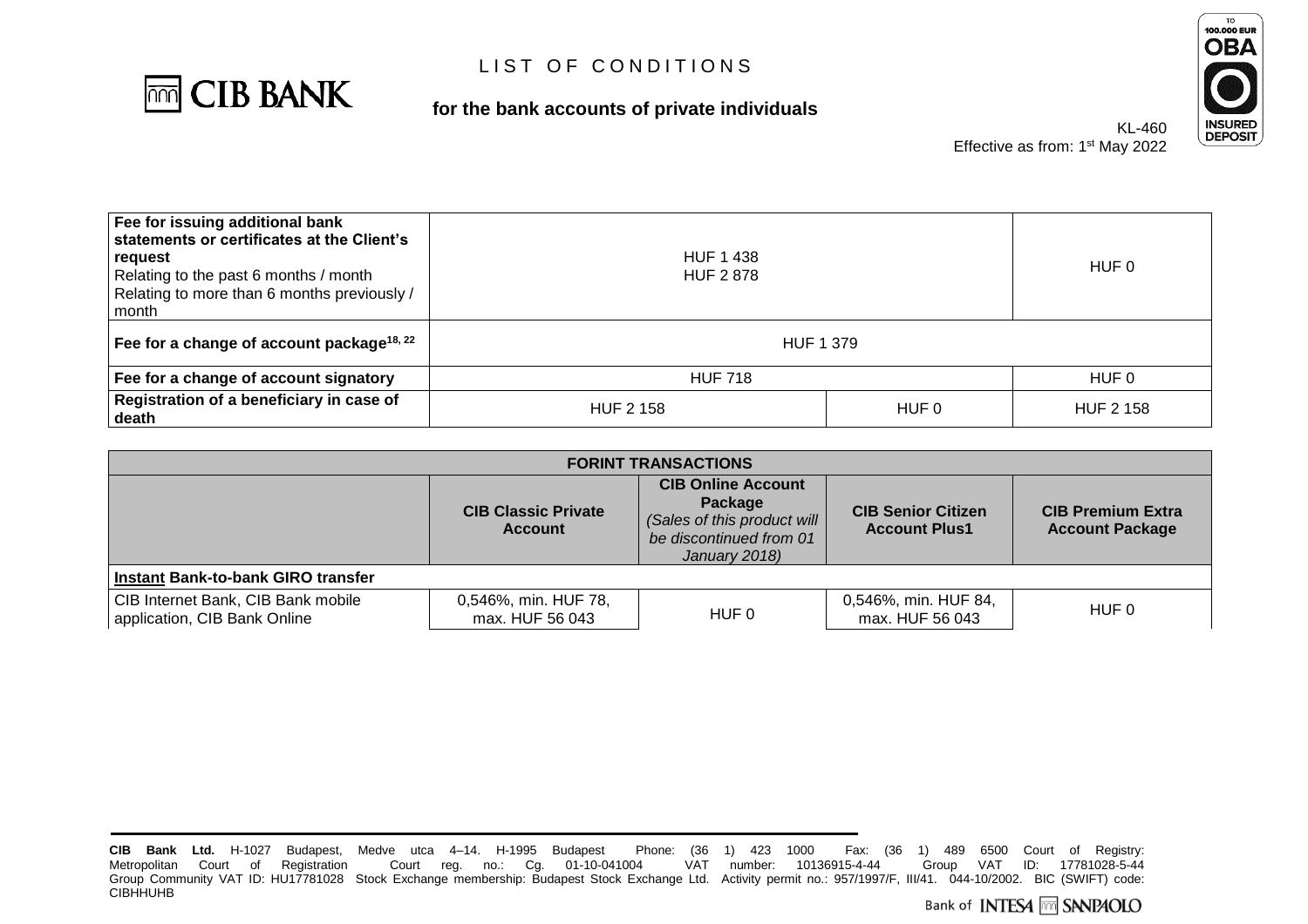# LIST OF CONDITIONS

## for the bank accounts of private individuals

KL-460
Effective as from: 1st May 2022

| | | | | |
|---|---|---|---|---|
| **Fee for issuing additional bank statements or certificates at the Client's request**<br>Relating to the past 6 months / month<br>Relating to more than 6 months previously / month | HUF 1 438<br>HUF 2 878 | | | HUF 0 |
| **Fee for a change of account package**[18, 22] | HUF 1 379 | | | |
| **Fee for a change of account signatory** | HUF 718 | | | HUF 0 |
| **Registration of a beneficiary in case of death** | HUF 2 158 | | HUF 0 | HUF 2 158 |

| FORINT TRANSACTIONS | | | | |
|---|---|---|---|---|
| | **CIB Classic Private Account** | **CIB Online Account Package** *(Sales of this product will be discontinued from 01 January 2018)* | **CIB Senior Citizen Account Plus1** | **CIB Premium Extra Account Package** |
| **Instant Bank-to-bank GIRO transfer** | | | | |
| CIB Internet Bank, CIB Bank mobile application, CIB Bank Online | 0,546%, min. HUF 78, max. HUF 56 043 | HUF 0 | 0,546%, min. HUF 84, max. HUF 56 043 | HUF 0 |

**CIB Bank Ltd.** H-1027 Budapest, Medve utca 4–14. H-1995 Budapest Phone: (36 1) 423 1000 Fax: (36 1) 489 6500 Court of Registry: Metropolitan Court of Registration Court reg. no.: Cg. 01-10-041004 VAT number: 10136915-4-44 Group VAT ID: 17781028-5-44 Group Community VAT ID: HU17781028 Stock Exchange membership: Budapest Stock Exchange Ltd. Activity permit no.: 957/1997/F, III/41. 044-10/2002. BIC (SWIFT) code: CIBHHUHB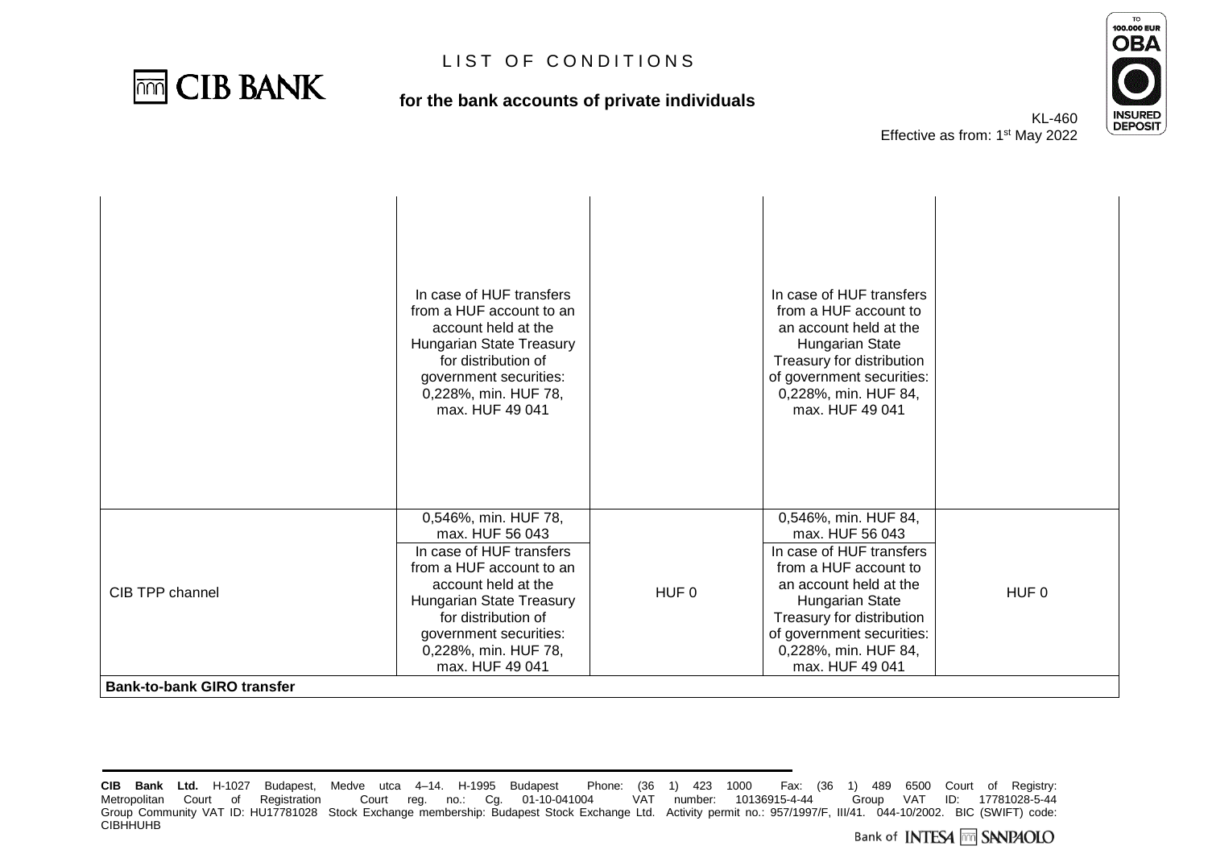# LIST OF CONDITIONS

**for the bank accounts of private individuals**

KL-460
Effective as from: 1st May 2022

| | | | | |
|---|---|---|---|---|
| | In case of HUF transfers from a HUF account to an account held at the Hungarian State Treasury for distribution of government securities: 0,228%, min. HUF 78, max. HUF 49 041 | | In case of HUF transfers from a HUF account to an account held at the Hungarian State Treasury for distribution of government securities: 0,228%, min. HUF 84, max. HUF 49 041 | |
| CIB TPP channel | 0,546%, min. HUF 78, max. HUF 56 043<br>In case of HUF transfers from a HUF account to an account held at the Hungarian State Treasury for distribution of government securities: 0,228%, min. HUF 78, max. HUF 49 041 | HUF 0 | 0,546%, min. HUF 84, max. HUF 56 043<br>In case of HUF transfers from a HUF account to an account held at the Hungarian State Treasury for distribution of government securities: 0,228%, min. HUF 84, max. HUF 49 041 | HUF 0 |
| **Bank-to-bank GIRO transfer** | | | | |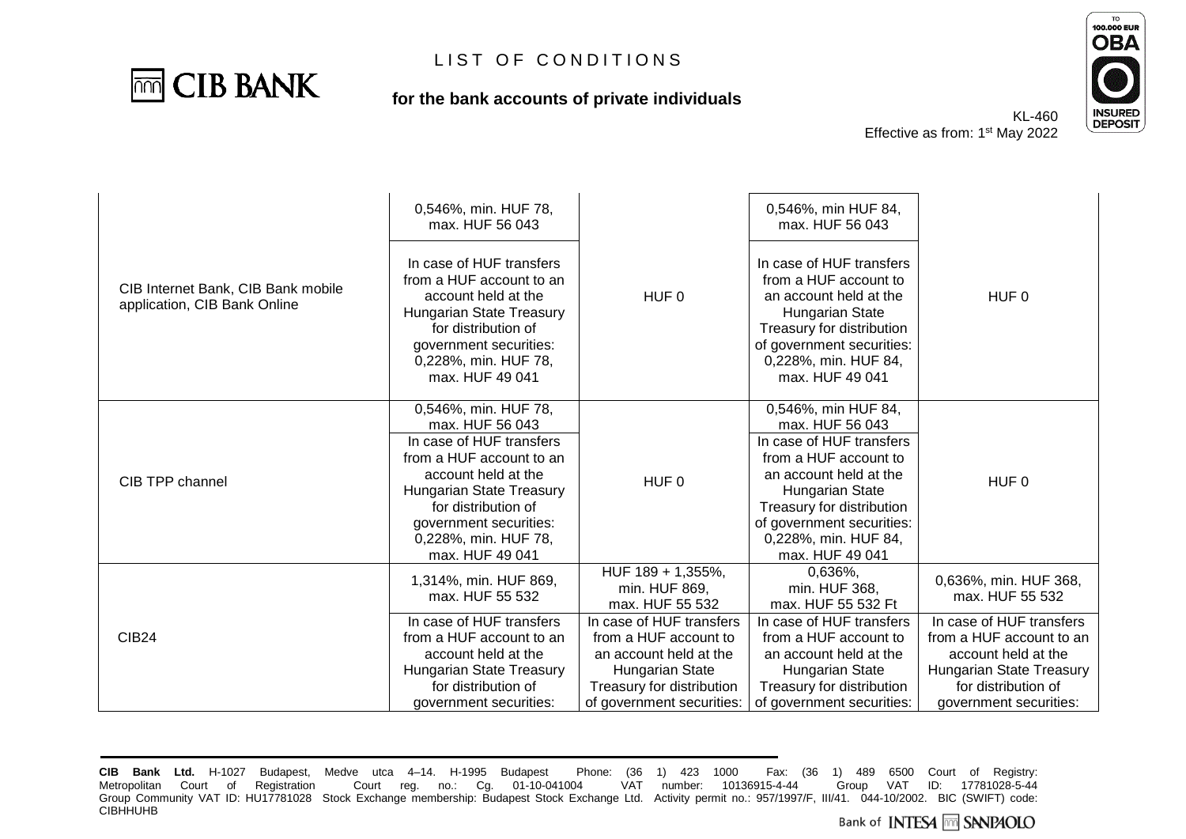| | | | | |
|---|---|---|---|---|
| CIB Internet Bank, CIB Bank mobile application, CIB Bank Online | 0,546%, min. HUF 78, max. HUF 56 043 | HUF 0 | 0,546%, min HUF 84, max. HUF 56 043 | HUF 0 |
| | In case of HUF transfers from a HUF account to an account held at the Hungarian State Treasury for distribution of government securities: 0,228%, min. HUF 78, max. HUF 49 041 | | In case of HUF transfers from a HUF account to an account held at the Hungarian State Treasury for distribution of government securities: 0,228%, min. HUF 84, max. HUF 49 041 | |
| CIB TPP channel | 0,546%, min. HUF 78, max. HUF 56 043 | HUF 0 | 0,546%, min HUF 84, max. HUF 56 043 | HUF 0 |
| | In case of HUF transfers from a HUF account to an account held at the Hungarian State Treasury for distribution of government securities: 0,228%, min. HUF 78, max. HUF 49 041 | | In case of HUF transfers from a HUF account to an account held at the Hungarian State Treasury for distribution of government securities: 0,228%, min. HUF 84, max. HUF 49 041 | |
| CIB24 | 1,314%, min. HUF 869, max. HUF 55 532 | HUF 189 + 1,355%, min. HUF 869, max. HUF 55 532 | 0,636%, min. HUF 368, max. HUF 55 532 Ft | 0,636%, min. HUF 368, max. HUF 55 532 |
| | In case of HUF transfers from a HUF account to an account held at the Hungarian State Treasury for distribution of government securities: | In case of HUF transfers from a HUF account to an account held at the Hungarian State Treasury for distribution of government securities: | In case of HUF transfers from a HUF account to an account held at the Hungarian State Treasury for distribution of government securities: | In case of HUF transfers from a HUF account to an account held at the Hungarian State Treasury for distribution of government securities: |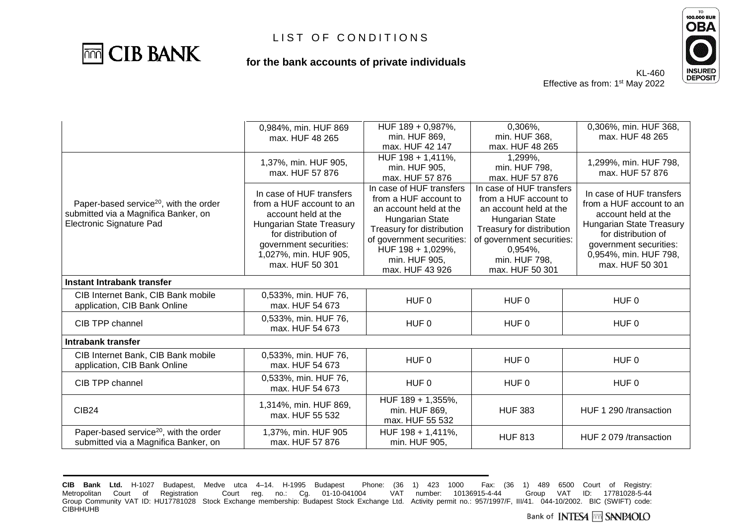# LIST OF CONDITIONS

**for the bank accounts of private individuals**

KL-460
Effective as from: 1st May 2022

| | | | | |
|---|---|---|---|---|
| | 0,984%, min. HUF 869 max. HUF 48 265 | HUF 189 + 0,987%, min. HUF 869, max. HUF 42 147 | 0,306%, min. HUF 368, max. HUF 48 265 | 0,306%, min. HUF 368, max. HUF 48 265 |
| Paper-based service[20], with the order submitted via a Magnifica Banker, on Electronic Signature Pad | 1,37%, min. HUF 905, max. HUF 57 876 | HUF 198 + 1,411%, min. HUF 905, max. HUF 57 876 | 1,299%, min. HUF 798, max. HUF 57 876 | 1,299%, min. HUF 798, max. HUF 57 876 |
| | In case of HUF transfers from a HUF account to an account held at the Hungarian State Treasury for distribution of government securities: 1,027%, min. HUF 905, max. HUF 50 301 | In case of HUF transfers from a HUF account to an account held at the Hungarian State Treasury for distribution of government securities: HUF 198 + 1,029%, min. HUF 905, max. HUF 43 926 | In case of HUF transfers from a HUF account to an account held at the Hungarian State Treasury for distribution of government securities: 0,954%, min. HUF 798, max. HUF 50 301 | In case of HUF transfers from a HUF account to an account held at the Hungarian State Treasury for distribution of government securities: 0,954%, min. HUF 798, max. HUF 50 301 |
| **Instant Intrabank transfer** | | | | |
| CIB Internet Bank, CIB Bank mobile application, CIB Bank Online | 0,533%, min. HUF 76, max. HUF 54 673 | HUF 0 | HUF 0 | HUF 0 |
| CIB TPP channel | 0,533%, min. HUF 76, max. HUF 54 673 | HUF 0 | HUF 0 | HUF 0 |
| **Intrabank transfer** | | | | |
| CIB Internet Bank, CIB Bank mobile application, CIB Bank Online | 0,533%, min. HUF 76, max. HUF 54 673 | HUF 0 | HUF 0 | HUF 0 |
| CIB TPP channel | 0,533%, min. HUF 76, max. HUF 54 673 | HUF 0 | HUF 0 | HUF 0 |
| CIB24 | 1,314%, min. HUF 869, max. HUF 55 532 | HUF 189 + 1,355%, min. HUF 869, max. HUF 55 532 | HUF 383 | HUF 1 290 /transaction |
| Paper-based service[20], with the order submitted via a Magnifica Banker, on | 1,37%, min. HUF 905 max. HUF 57 876 | HUF 198 + 1,411%, min. HUF 905, | HUF 813 | HUF 2 079 /transaction |

**CIB Bank Ltd.** H-1027 Budapest, Medve utca 4–14. H-1995 Budapest Phone: (36 1) 423 1000 Fax: (36 1) 489 6500 Court of Registry: Metropolitan Court of Registration Court reg. no.: Cg. 01-10-041004 VAT number: 10136915-4-44 Group VAT ID: 17781028-5-44 Group Community VAT ID: HU17781028 Stock Exchange membership: Budapest Stock Exchange Ltd. Activity permit no.: 957/1997/F, III/41. 044-10/2002. BIC (SWIFT) code: CIBHHUHB

Bank of INTESA SANPAOLO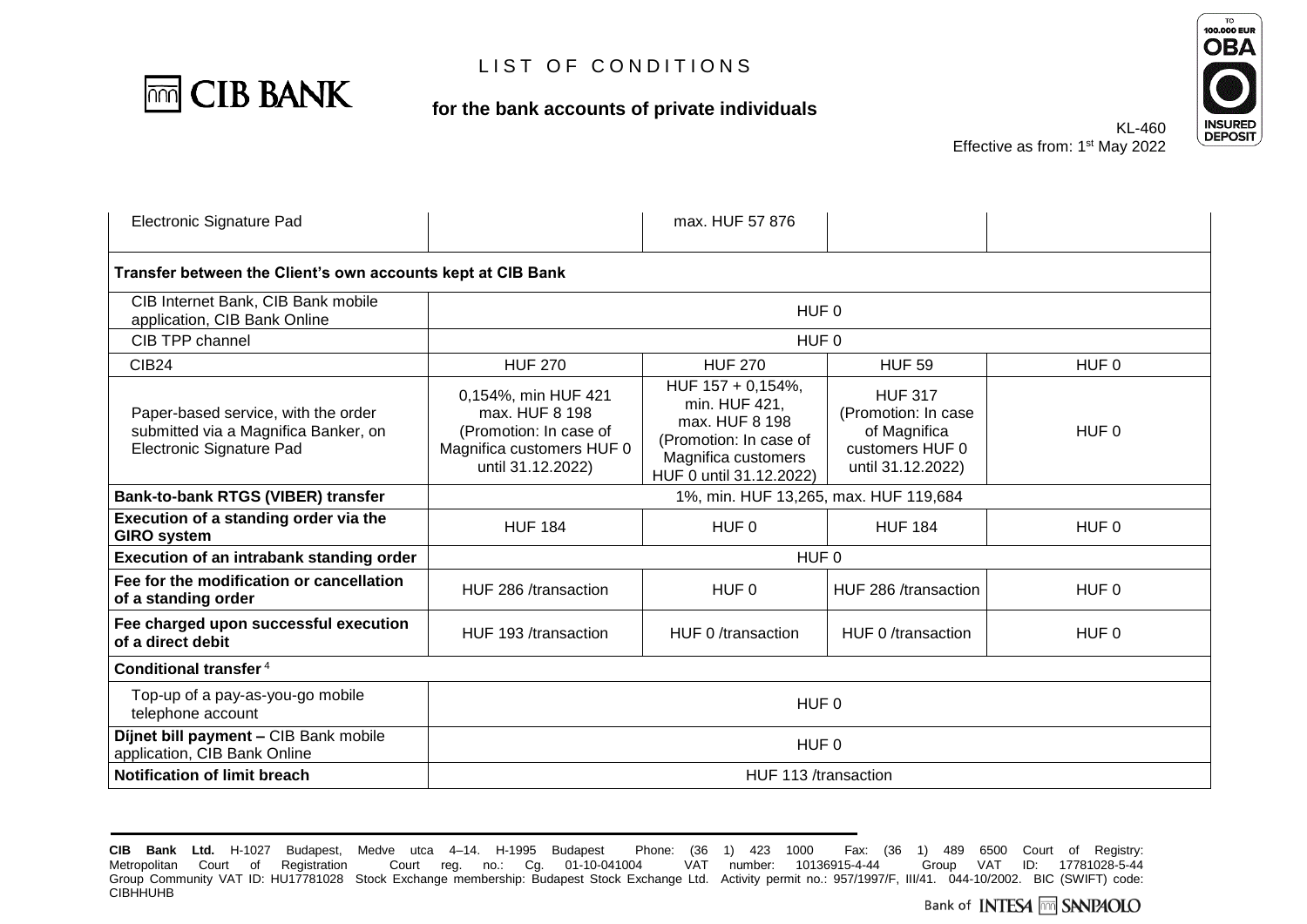# LIST OF CONDITIONS

**for the bank accounts of private individuals**

KL-460
Effective as from: 1st May 2022

| | | | | |
|---|---|---|---|---|
| Electronic Signature Pad | | max. HUF 57 876 | | |
| **Transfer between the Client's own accounts kept at CIB Bank** | | | | |
| CIB Internet Bank, CIB Bank mobile application, CIB Bank Online | HUF 0 | | | |
| CIB TPP channel | HUF 0 | | | |
| CIB24 | HUF 270 | HUF 270 | HUF 59 | HUF 0 |
| Paper-based service, with the order submitted via a Magnifica Banker, on Electronic Signature Pad | 0,154%, min HUF 421 max. HUF 8 198 (Promotion: In case of Magnifica customers HUF 0 until 31.12.2022) | HUF 157 + 0,154%, min. HUF 421, max. HUF 8 198 (Promotion: In case of Magnifica customers HUF 0 until 31.12.2022) | HUF 317 (Promotion: In case of Magnifica customers HUF 0 until 31.12.2022) | HUF 0 |
| **Bank-to-bank RTGS (VIBER) transfer** | 1%, min. HUF 13,265, max. HUF 119,684 | | | |
| **Execution of a standing order via the GIRO system** | HUF 184 | HUF 0 | HUF 184 | HUF 0 |
| **Execution of an intrabank standing order** | HUF 0 | | | |
| **Fee for the modification or cancellation of a standing order** | HUF 286 /transaction | HUF 0 | HUF 286 /transaction | HUF 0 |
| **Fee charged upon successful execution of a direct debit** | HUF 193 /transaction | HUF 0 /transaction | HUF 0 /transaction | HUF 0 |
| **Conditional transfer** [4] | | | | |
| Top-up of a pay-as-you-go mobile telephone account | HUF 0 | | | |
| **Díjnet bill payment –** CIB Bank mobile application, CIB Bank Online | HUF 0 | | | |
| **Notification of limit breach** | HUF 113 /transaction | | | |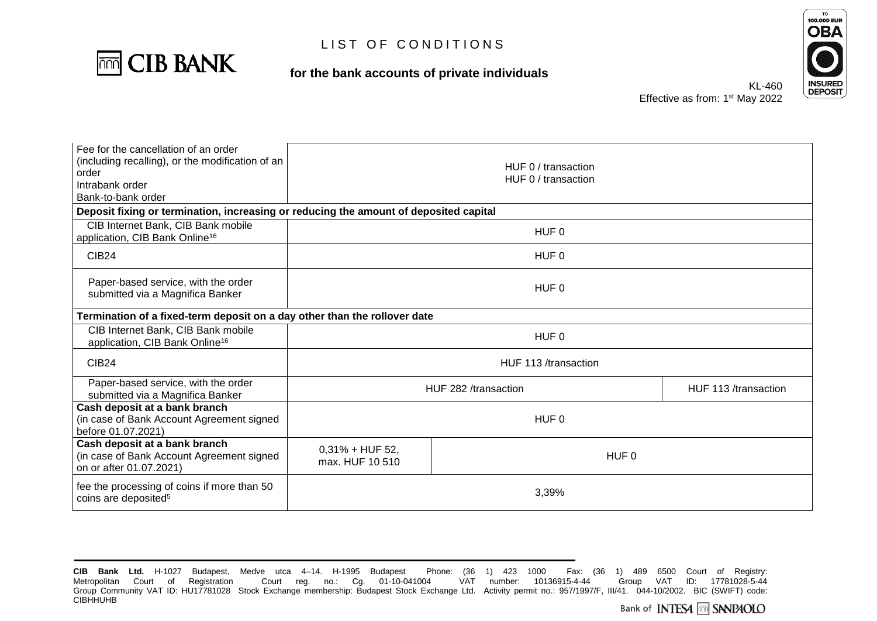# LIST OF CONDITIONS

**for the bank accounts of private individuals**

KL-460
Effective as from: 1st May 2022

| | | | |
|---|---|---|---|
| Fee for the cancellation of an order (including recalling), or the modification of an order<br>Intrabank order<br>Bank-to-bank order | HUF 0 / transaction<br>HUF 0 / transaction | | |
| **Deposit fixing or termination, increasing or reducing the amount of deposited capital** | | | |
| CIB Internet Bank, CIB Bank mobile application, CIB Bank Online[16] | HUF 0 | | |
| CIB24 | HUF 0 | | |
| Paper-based service, with the order submitted via a Magnifica Banker | HUF 0 | | |
| **Termination of a fixed-term deposit on a day other than the rollover date** | | | |
| CIB Internet Bank, CIB Bank mobile application, CIB Bank Online[16] | HUF 0 | | |
| CIB24 | HUF 113 /transaction | | |
| Paper-based service, with the order submitted via a Magnifica Banker | HUF 282 /transaction | | HUF 113 /transaction |
| **Cash deposit at a bank branch** (in case of Bank Account Agreement signed before 01.07.2021) | HUF 0 | | |
| **Cash deposit at a bank branch** (in case of Bank Account Agreement signed on or after 01.07.2021) | 0,31% + HUF 52, max. HUF 10 510 | HUF 0 | |
| fee the processing of coins if more than 50 coins are deposited[5] | 3,39% | | |

**CIB Bank Ltd.** H-1027 Budapest, Medve utca 4–14. H-1995 Budapest Phone: (36 1) 423 1000 Fax: (36 1) 489 6500 Court of Registry: Metropolitan Court of Registration Court reg. no.: Cg. 01-10-041004 VAT number: 10136915-4-44 Group VAT ID: 17781028-5-44 Group Community VAT ID: HU17781028 Stock Exchange membership: Budapest Stock Exchange Ltd. Activity permit no.: 957/1997/F, III/41. 044-10/2002. BIC (SWIFT) code: CIBHHUHB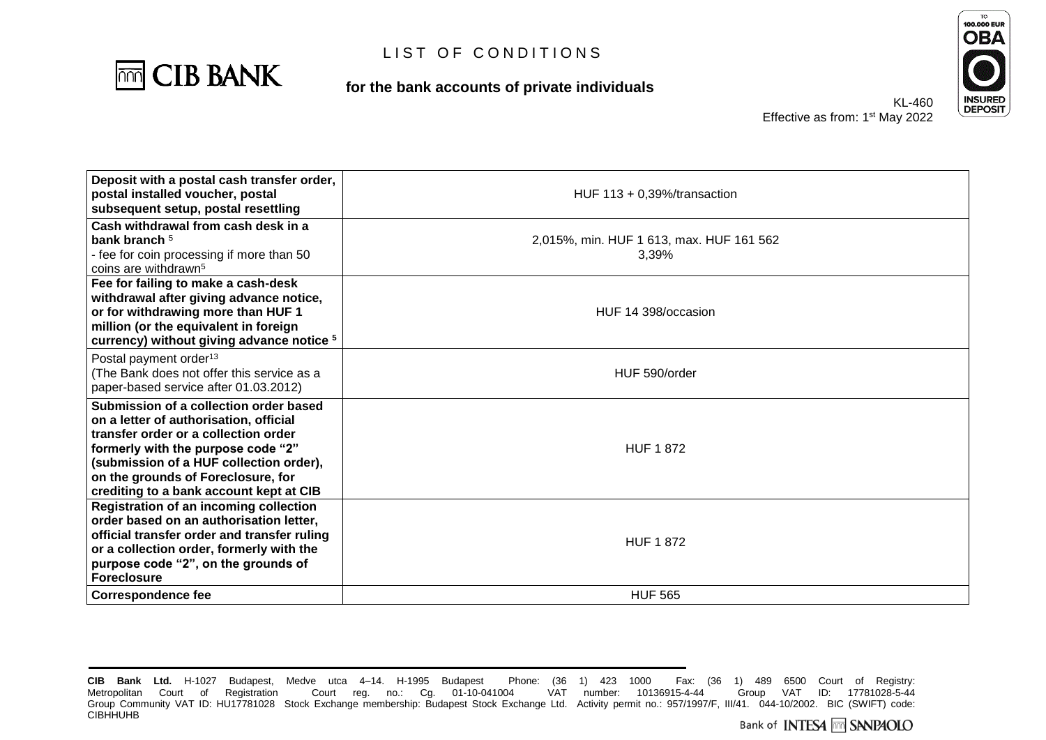| | |
|---|---|
| **Deposit with a postal cash transfer order, postal installed voucher, postal subsequent setup, postal resettling** | HUF 113 + 0,39%/transaction |
| **Cash withdrawal from cash desk in a bank branch** [5]<br>- fee for coin processing if more than 50 coins are withdrawn[5] | 2,015%, min. HUF 1 613, max. HUF 161 562<br>3,39% |
| **Fee for failing to make a cash-desk withdrawal after giving advance notice, or for withdrawing more than HUF 1 million (or the equivalent in foreign currency) without giving advance notice** [5] | HUF 14 398/occasion |
| Postal payment order[13]<br>(The Bank does not offer this service as a paper-based service after 01.03.2012) | HUF 590/order |
| **Submission of a collection order based on a letter of authorisation, official transfer order or a collection order formerly with the purpose code "2" (submission of a HUF collection order), on the grounds of Foreclosure, for crediting to a bank account kept at CIB** | HUF 1 872 |
| **Registration of an incoming collection order based on an authorisation letter, official transfer order and transfer ruling or a collection order, formerly with the purpose code "2", on the grounds of Foreclosure** | HUF 1 872 |
| **Correspondence fee** | HUF 565 |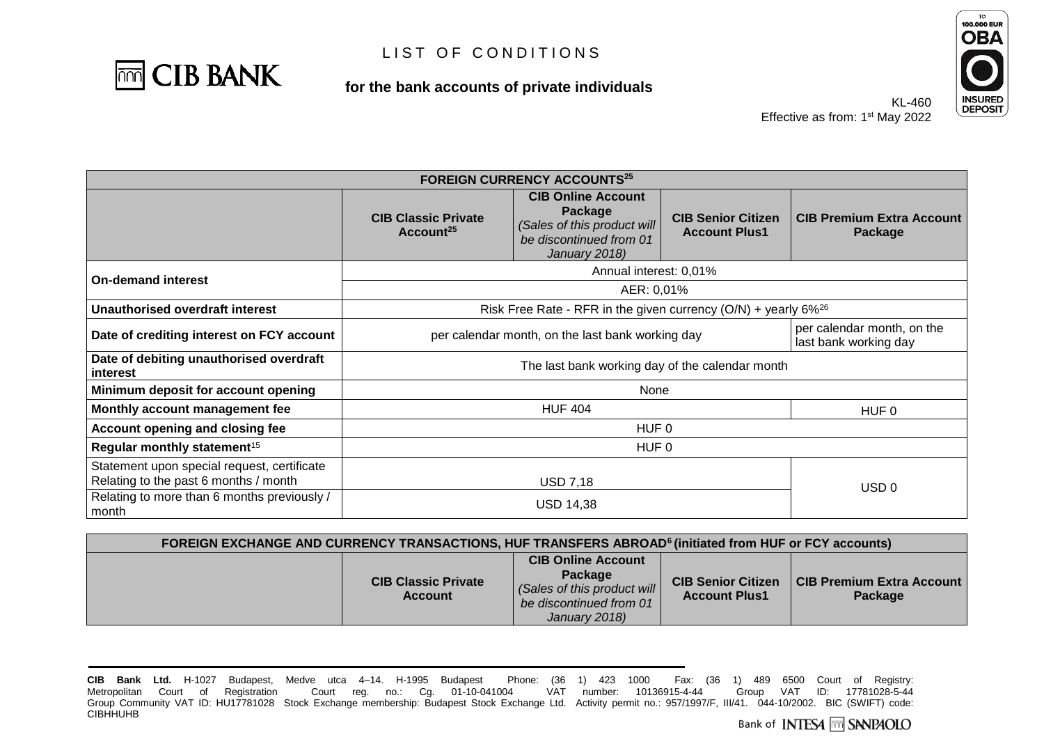# LIST OF CONDITIONS

## for the bank accounts of private individuals

KL-460
Effective as from: 1st May 2022

| FOREIGN CURRENCY ACCOUNTS[25] | | | | |
|---|---|---|---|---|
| | **CIB Classic Private Account[25]** | **CIB Online Account Package** *(Sales of this product will be discontinued from 01 January 2018)* | **CIB Senior Citizen Account Plus1** | **CIB Premium Extra Account Package** |
| **On-demand interest** | Annual interest: 0,01% | | | |
| | AER: 0,01% | | | |
| **Unauthorised overdraft interest** | Risk Free Rate - RFR in the given currency (O/N) + yearly 6%[26] | | | |
| **Date of crediting interest on FCY account** | per calendar month, on the last bank working day | | | per calendar month, on the last bank working day |
| **Date of debiting unauthorised overdraft interest** | The last bank working day of the calendar month | | | |
| **Minimum deposit for account opening** | None | | | |
| **Monthly account management fee** | HUF 404 | | | HUF 0 |
| **Account opening and closing fee** | HUF 0 | | | |
| **Regular monthly statement[15]** | HUF 0 | | | |
| Statement upon special request, certificate Relating to the past 6 months / month | USD 7,18 | | | USD 0 |
| Relating to more than 6 months previously / month | USD 14,38 | | | USD 0 |

| FOREIGN EXCHANGE AND CURRENCY TRANSACTIONS, HUF TRANSFERS ABROAD[6] (initiated from HUF or FCY accounts) | | | | |
|---|---|---|---|---|
| | **CIB Classic Private Account** | **CIB Online Account Package** *(Sales of this product will be discontinued from 01 January 2018)* | **CIB Senior Citizen Account Plus1** | **CIB Premium Extra Account Package** |

**CIB Bank Ltd.** H-1027 Budapest, Medve utca 4–14. H-1995 Budapest Phone: (36 1) 423 1000 Fax: (36 1) 489 6500 Court of Registry: Metropolitan Court of Registration Court reg. no.: Cg. 01-10-041004 VAT number: 10136915-4-44 Group VAT ID: 17781028-5-44 Group Community VAT ID: HU17781028 Stock Exchange membership: Budapest Stock Exchange Ltd. Activity permit no.: 957/1997/F, III/41. 044-10/2002. BIC (SWIFT) code: CIBHHUHB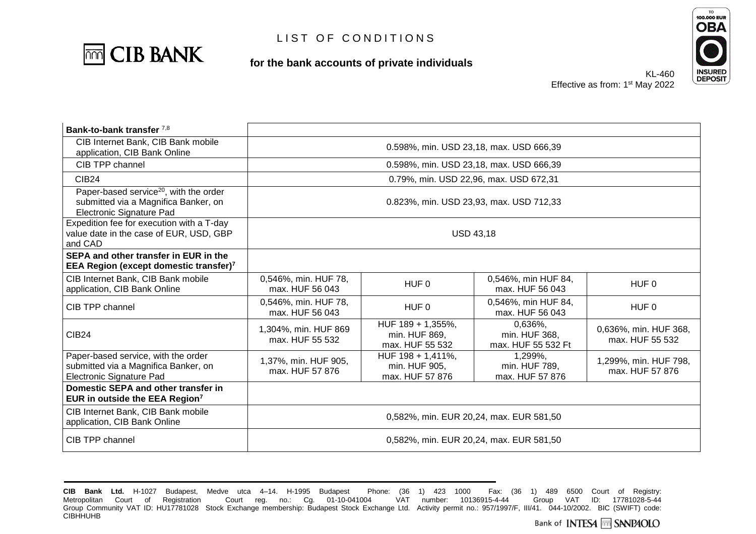# LIST OF CONDITIONS

**for the bank accounts of private individuals**

KL-460
Effective as from: 1st May 2022

| | | | | |
|---|---|---|---|---|
| **Bank-to-bank transfer** [7,8] | | | | |
| CIB Internet Bank, CIB Bank mobile application, CIB Bank Online | 0.598%, min. USD 23,18, max. USD 666,39 | | | |
| CIB TPP channel | 0.598%, min. USD 23,18, max. USD 666,39 | | | |
| CIB24 | 0.79%, min. USD 22,96, max. USD 672,31 | | | |
| Paper-based service[20], with the order submitted via a Magnifica Banker, on Electronic Signature Pad | 0.823%, min. USD 23,93, max. USD 712,33 | | | |
| Expedition fee for execution with a T-day value date in the case of EUR, USD, GBP and CAD | USD 43,18 | | | |
| **SEPA and other transfer in EUR in the EEA Region (except domestic transfer)**[7] | | | | |
| CIB Internet Bank, CIB Bank mobile application, CIB Bank Online | 0,546%, min. HUF 78, max. HUF 56 043 | HUF 0 | 0,546%, min HUF 84, max. HUF 56 043 | HUF 0 |
| CIB TPP channel | 0,546%, min. HUF 78, max. HUF 56 043 | HUF 0 | 0,546%, min HUF 84, max. HUF 56 043 | HUF 0 |
| CIB24 | 1,304%, min. HUF 869 max. HUF 55 532 | HUF 189 + 1,355%, min. HUF 869, max. HUF 55 532 | 0,636%, min. HUF 368, max. HUF 55 532 Ft | 0,636%, min. HUF 368, max. HUF 55 532 |
| Paper-based service, with the order submitted via a Magnifica Banker, on Electronic Signature Pad | 1,37%, min. HUF 905, max. HUF 57 876 | HUF 198 + 1,411%, min. HUF 905, max. HUF 57 876 | 1,299%, min. HUF 789, max. HUF 57 876 | 1,299%, min. HUF 798, max. HUF 57 876 |
| **Domestic SEPA and other transfer in EUR in outside the EEA Region**[7] | | | | |
| CIB Internet Bank, CIB Bank mobile application, CIB Bank Online | 0,582%, min. EUR 20,24, max. EUR 581,50 | | | |
| CIB TPP channel | 0,582%, min. EUR 20,24, max. EUR 581,50 | | | |

**CIB Bank Ltd.** H-1027 Budapest, Medve utca 4–14. H-1995 Budapest Phone: (36 1) 423 1000 Fax: (36 1) 489 6500 Court of Registry: Metropolitan Court of Registration Court reg. no.: Cg. 01-10-041004 VAT number: 10136915-4-44 Group VAT ID: 17781028-5-44 Group Community VAT ID: HU17781028 Stock Exchange membership: Budapest Stock Exchange Ltd. Activity permit no.: 957/1997/F, III/41. 044-10/2002. BIC (SWIFT) code: CIBHHUHB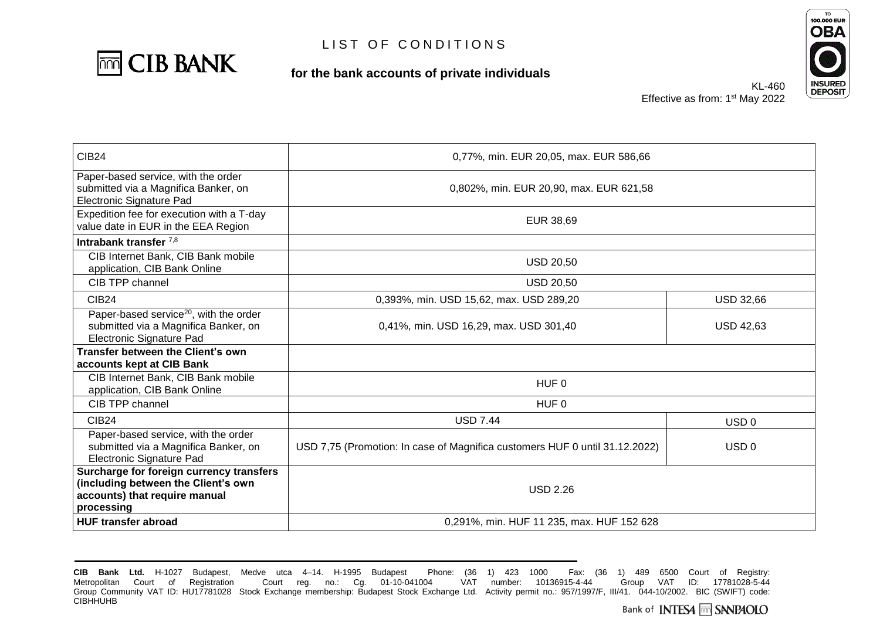LIST OF CONDITIONS

**for the bank accounts of private individuals**

KL-460
Effective as from: 1st May 2022

| | | |
|---|---|---|
| CIB24 | 0,77%, min. EUR 20,05, max. EUR 586,66 | |
| Paper-based service, with the order submitted via a Magnifica Banker, on Electronic Signature Pad | 0,802%, min. EUR 20,90, max. EUR 621,58 | |
| Expedition fee for execution with a T-day value date in EUR in the EEA Region | EUR 38,69 | |
| **Intrabank transfer** [7,8] | | |
| CIB Internet Bank, CIB Bank mobile application, CIB Bank Online | USD 20,50 | |
| CIB TPP channel | USD 20,50 | |
| CIB24 | 0,393%, min. USD 15,62, max. USD 289,20 | USD 32,66 |
| Paper-based service[20], with the order submitted via a Magnifica Banker, on Electronic Signature Pad | 0,41%, min. USD 16,29, max. USD 301,40 | USD 42,63 |
| **Transfer between the Client's own accounts kept at CIB Bank** | | |
| CIB Internet Bank, CIB Bank mobile application, CIB Bank Online | HUF 0 | |
| CIB TPP channel | HUF 0 | |
| CIB24 | USD 7.44 | USD 0 |
| Paper-based service, with the order submitted via a Magnifica Banker, on Electronic Signature Pad | USD 7,75 (Promotion: In case of Magnifica customers HUF 0 until 31.12.2022) | USD 0 |
| **Surcharge for foreign currency transfers (including between the Client's own accounts) that require manual processing** | USD 2.26 | |
| **HUF transfer abroad** | 0,291%, min. HUF 11 235, max. HUF 152 628 | |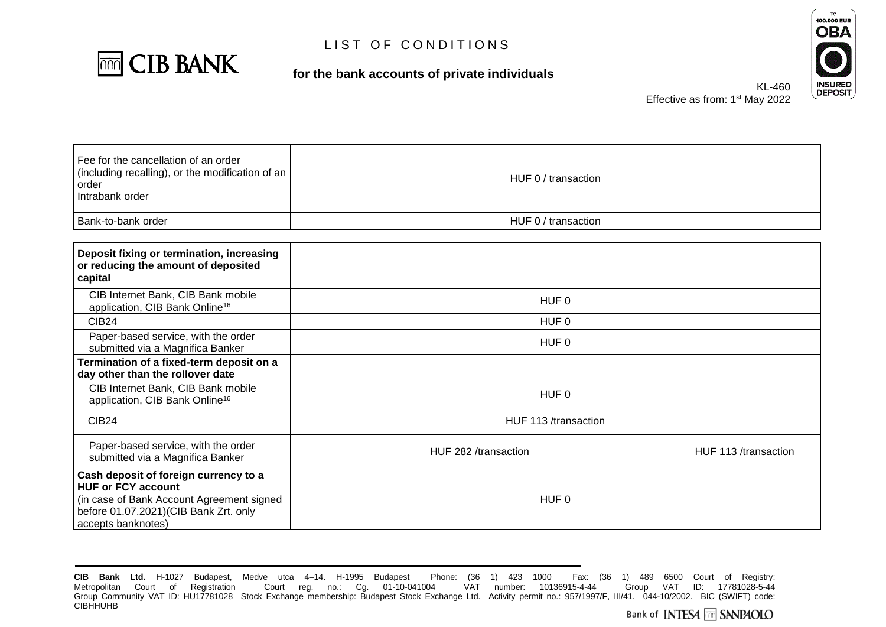# LIST OF CONDITIONS

**for the bank accounts of private individuals**

KL-460
Effective as from: 1st May 2022

| | | |
|---|---|---|
| Fee for the cancellation of an order (including recalling), or the modification of an order<br>Intrabank order | HUF 0 / transaction | |
| Bank-to-bank order | HUF 0 / transaction | |

| | | |
|---|---|---|
| **Deposit fixing or termination, increasing or reducing the amount of deposited capital** | | |
| CIB Internet Bank, CIB Bank mobile application, CIB Bank Online[16] | HUF 0 | |
| CIB24 | HUF 0 | |
| Paper-based service, with the order submitted via a Magnifica Banker | HUF 0 | |
| **Termination of a fixed-term deposit on a day other than the rollover date** | | |
| CIB Internet Bank, CIB Bank mobile application, CIB Bank Online[16] | HUF 0 | |
| CIB24 | HUF 113 /transaction | |
| Paper-based service, with the order submitted via a Magnifica Banker | HUF 282 /transaction | HUF 113 /transaction |
| **Cash deposit of foreign currency to a HUF or FCY account**<br>(in case of Bank Account Agreement signed before 01.07.2021)(CIB Bank Zrt. only accepts banknotes) | HUF 0 | |

**CIB Bank Ltd.** H-1027 Budapest, Medve utca 4–14. H-1995 Budapest Phone: (36 1) 423 1000 Fax: (36 1) 489 6500 Court of Registry: Metropolitan Court of Registration Court reg. no.: Cg. 01-10-041004 VAT number: 10136915-4-44 Group VAT ID: 17781028-5-44 Group Community VAT ID: HU17781028 Stock Exchange membership: Budapest Stock Exchange Ltd. Activity permit no.: 957/1997/F, III/41. 044-10/2002. BIC (SWIFT) code: CIBHHUHB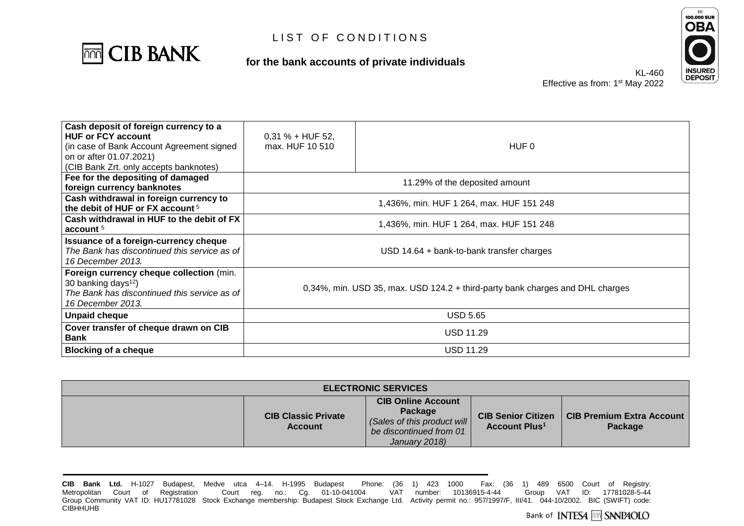# LIST OF CONDITIONS

**for the bank accounts of private individuals**

KL-460
Effective as from: 1st May 2022

| | | |
|---|---|---|
| **Cash deposit of foreign currency to a HUF or FCY account** (in case of Bank Account Agreement signed on or after 01.07.2021) (CIB Bank Zrt. only accepts banknotes) | 0,31 % + HUF 52, max. HUF 10 510 | HUF 0 |
| **Fee for the depositing of damaged foreign currency banknotes** | 11.29% of the deposited amount | |
| **Cash withdrawal in foreign currency to the debit of HUF or FX account** [5] | 1,436%, min. HUF 1 264, max. HUF 151 248 | |
| **Cash withdrawal in HUF to the debit of FX account** [5] | 1,436%, min. HUF 1 264, max. HUF 151 248 | |
| **Issuance of a foreign-currency cheque** *The Bank has discontinued this service as of 16 December 2013.* | USD 14.64 + bank-to-bank transfer charges | |
| **Foreign currency cheque collection** (min. 30 banking days[12]) *The Bank has discontinued this service as of 16 December 2013.* | 0,34%, min. USD 35, max. USD 124.2 + third-party bank charges and DHL charges | |
| **Unpaid cheque** | USD 5.65 | |
| **Cover transfer of cheque drawn on CIB Bank** | USD 11.29 | |
| **Blocking of a cheque** | USD 11.29 | |

| ELECTRONIC SERVICES | | | | |
|---|---|---|---|---|
| | **CIB Classic Private Account** | **CIB Online Account Package** *(Sales of this product will be discontinued from 01 January 2018)* | **CIB Senior Citizen Account Plus**[1] | **CIB Premium Extra Account Package** |

**CIB Bank Ltd.** H-1027 Budapest, Medve utca 4–14. H-1995 Budapest Phone: (36 1) 423 1000 Fax: (36 1) 489 6500 Court of Registry: Metropolitan Court of Registration Court reg. no.: Cg. 01-10-041004 VAT number: 10136915-4-44 Group VAT ID: 17781028-5-44 Group Community VAT ID: HU17781028 Stock Exchange membership: Budapest Stock Exchange Ltd. Activity permit no.: 957/1997/F, III/41. 044-10/2002. BIC (SWIFT) code: CIBHHUHB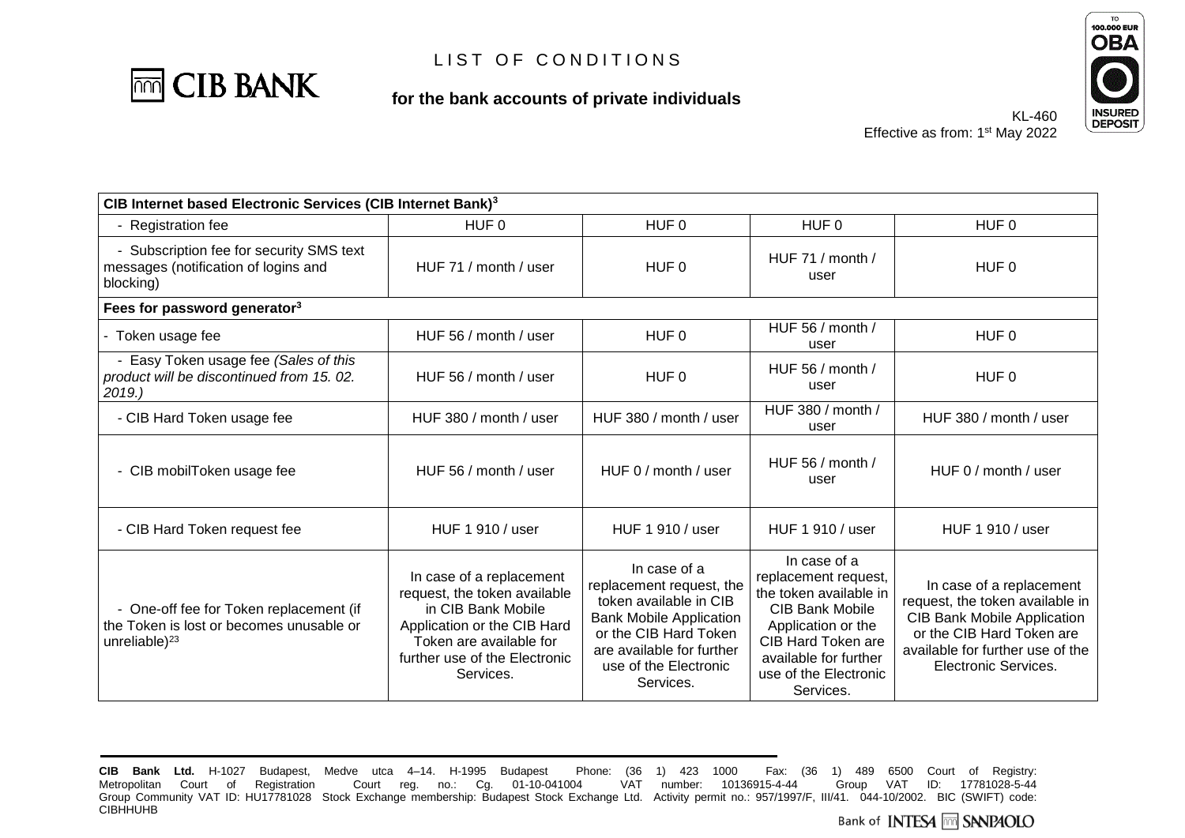# LIST OF CONDITIONS

**for the bank accounts of private individuals**

KL-460
Effective as from: 1st May 2022

| **CIB Internet based Electronic Services (CIB Internet Bank)[3]** | | | | |
|---|---|---|---|---|
| - Registration fee | HUF 0 | HUF 0 | HUF 0 | HUF 0 |
| - Subscription fee for security SMS text messages (notification of logins and blocking) | HUF 71 / month / user | HUF 0 | HUF 71 / month / user | HUF 0 |
| **Fees for password generator[3]** | | | | |
| - Token usage fee | HUF 56 / month / user | HUF 0 | HUF 56 / month / user | HUF 0 |
| - Easy Token usage fee *(Sales of this product will be discontinued from 15. 02. 2019.)* | HUF 56 / month / user | HUF 0 | HUF 56 / month / user | HUF 0 |
| - CIB Hard Token usage fee | HUF 380 / month / user | HUF 380 / month / user | HUF 380 / month / user | HUF 380 / month / user |
| - CIB mobilToken usage fee | HUF 56 / month / user | HUF 0 / month / user | HUF 56 / month / user | HUF 0 / month / user |
| - CIB Hard Token request fee | HUF 1 910 / user | HUF 1 910 / user | HUF 1 910 / user | HUF 1 910 / user |
| - One-off fee for Token replacement (if the Token is lost or becomes unusable or unreliable)[23] | In case of a replacement request, the token available in CIB Bank Mobile Application or the CIB Hard Token are available for further use of the Electronic Services. | In case of a replacement request, the token available in CIB Bank Mobile Application or the CIB Hard Token are available for further use of the Electronic Services. | In case of a replacement request, the token available in CIB Bank Mobile Application or the CIB Hard Token are available for further use of the Electronic Services. | In case of a replacement request, the token available in CIB Bank Mobile Application or the CIB Hard Token are available for further use of the Electronic Services. |

**CIB Bank Ltd.** H-1027 Budapest, Medve utca 4–14. H-1995 Budapest Phone: (36 1) 423 1000 Fax: (36 1) 489 6500 Court of Registry: Metropolitan Court of Registration Court reg. no.: Cg. 01-10-041004 VAT number: 10136915-4-44 Group VAT ID: 17781028-5-44 Group Community VAT ID: HU17781028 Stock Exchange membership: Budapest Stock Exchange Ltd. Activity permit no.: 957/1997/F, III/41. 044-10/2002. BIC (SWIFT) code: CIBHHUHB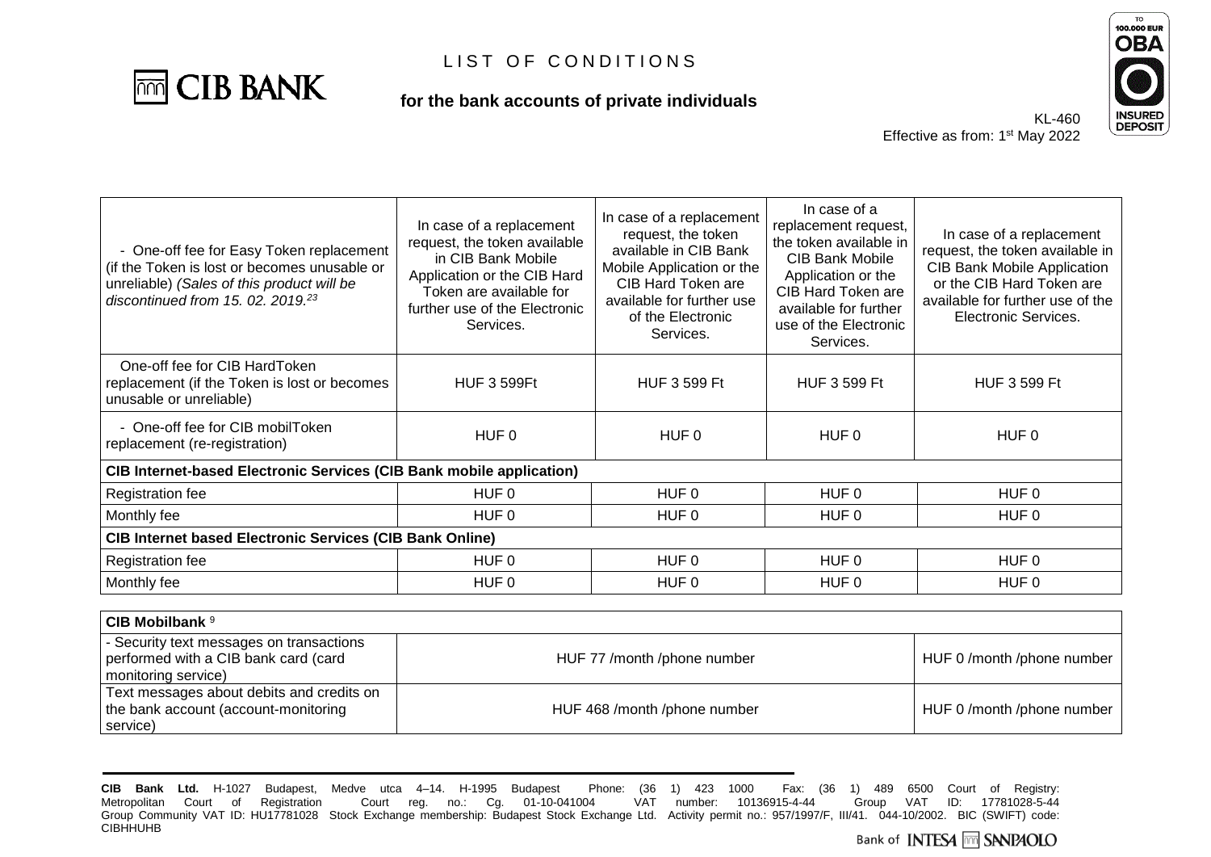# LIST OF CONDITIONS

**for the bank accounts of private individuals**

KL-460
Effective as from: 1st May 2022

| | | | | |
|---|---|---|---|---|
| - One-off fee for Easy Token replacement (if the Token is lost or becomes unusable or unreliable) *(Sales of this product will be discontinued from 15. 02. 2019.[23]* | In case of a replacement request, the token available in CIB Bank Mobile Application or the CIB Hard Token are available for further use of the Electronic Services. | In case of a replacement request, the token available in CIB Bank Mobile Application or the CIB Hard Token are available for further use of the Electronic Services. | In case of a replacement request, the token available in CIB Bank Mobile Application or the CIB Hard Token are available for further use of the Electronic Services. | In case of a replacement request, the token available in CIB Bank Mobile Application or the CIB Hard Token are available for further use of the Electronic Services. |
| One-off fee for CIB HardToken replacement (if the Token is lost or becomes unusable or unreliable) | HUF 3 599Ft | HUF 3 599 Ft | HUF 3 599 Ft | HUF 3 599 Ft |
| - One-off fee for CIB mobilToken replacement (re-registration) | HUF 0 | HUF 0 | HUF 0 | HUF 0 |
| **CIB Internet-based Electronic Services (CIB Bank mobile application)** | | | | |
| Registration fee | HUF 0 | HUF 0 | HUF 0 | HUF 0 |
| Monthly fee | HUF 0 | HUF 0 | HUF 0 | HUF 0 |
| **CIB Internet based Electronic Services (CIB Bank Online)** | | | | |
| Registration fee | HUF 0 | HUF 0 | HUF 0 | HUF 0 |
| Monthly fee | HUF 0 | HUF 0 | HUF 0 | HUF 0 |

| **CIB Mobilbank** [9] | | |
|---|---|---|
| - Security text messages on transactions performed with a CIB bank card (card monitoring service) | HUF 77 /month /phone number | HUF 0 /month /phone number |
| Text messages about debits and credits on the bank account (account-monitoring service) | HUF 468 /month /phone number | HUF 0 /month /phone number |

**CIB Bank Ltd.** H-1027 Budapest, Medve utca 4–14. H-1995 Budapest Phone: (36 1) 423 1000 Fax: (36 1) 489 6500 Court of Registry: Metropolitan Court of Registration Court reg. no.: Cg. 01-10-041004 VAT number: 10136915-4-44 Group VAT ID: 17781028-5-44 Group Community VAT ID: HU17781028 Stock Exchange membership: Budapest Stock Exchange Ltd. Activity permit no.: 957/1997/F, III/41. 044-10/2002. BIC (SWIFT) code: CIBHHUHB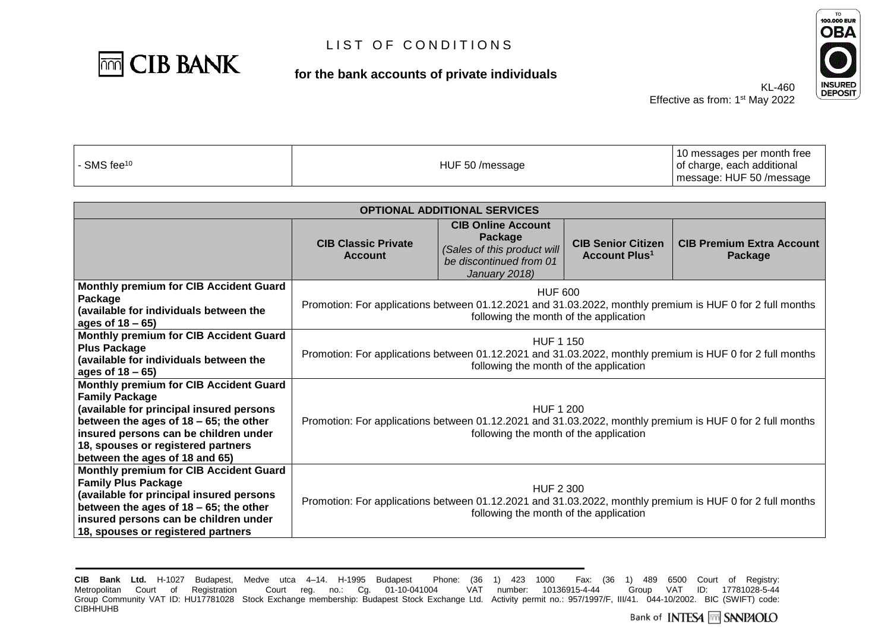| - SMS fee[10] | HUF 50 /message | 10 messages per month free of charge, each additional message: HUF 50 /message |
|---|---|---|

| OPTIONAL ADDITIONAL SERVICES | | | | |
|---|---|---|---|---|
| | **CIB Classic Private Account** | **CIB Online Account Package** *(Sales of this product will be discontinued from 01 January 2018)* | **CIB Senior Citizen Account Plus[1]** | **CIB Premium Extra Account Package** |
| **Monthly premium for CIB Accident Guard Package (available for individuals between the ages of 18 – 65)** | HUF 600<br>Promotion: For applications between 01.12.2021 and 31.03.2022, monthly premium is HUF 0 for 2 full months following the month of the application | | | |
| **Monthly premium for CIB Accident Guard Plus Package (available for individuals between the ages of 18 – 65)** | HUF 1 150<br>Promotion: For applications between 01.12.2021 and 31.03.2022, monthly premium is HUF 0 for 2 full months following the month of the application | | | |
| **Monthly premium for CIB Accident Guard Family Package (available for principal insured persons between the ages of 18 – 65; the other insured persons can be children under 18, spouses or registered partners between the ages of 18 and 65)** | HUF 1 200<br>Promotion: For applications between 01.12.2021 and 31.03.2022, monthly premium is HUF 0 for 2 full months following the month of the application | | | |
| **Monthly premium for CIB Accident Guard Family Plus Package (available for principal insured persons between the ages of 18 – 65; the other insured persons can be children under 18, spouses or registered partners** | HUF 2 300<br>Promotion: For applications between 01.12.2021 and 31.03.2022, monthly premium is HUF 0 for 2 full months following the month of the application | | | |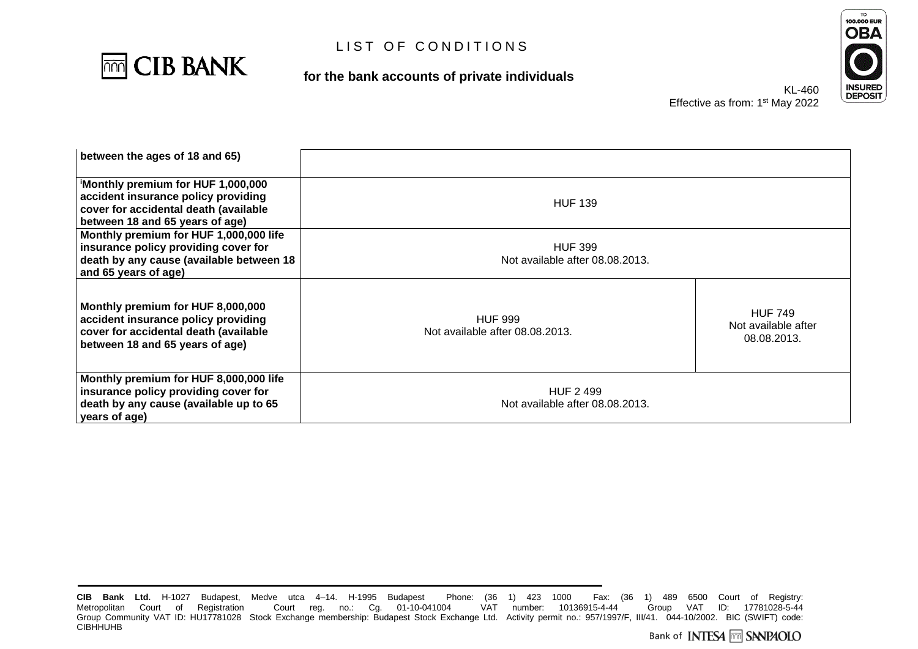# LIST OF CONDITIONS

**for the bank accounts of private individuals**

KL-460
Effective as from: 1st May 2022

| | | |
|---|---|---|
| **between the ages of 18 and 65)** | | |
| **[i]Monthly premium for HUF 1,000,000 accident insurance policy providing cover for accidental death (available between 18 and 65 years of age)** | HUF 139 | |
| **Monthly premium for HUF 1,000,000 life insurance policy providing cover for death by any cause (available between 18 and 65 years of age)** | HUF 399<br>Not available after 08.08.2013. | |
| **Monthly premium for HUF 8,000,000 accident insurance policy providing cover for accidental death (available between 18 and 65 years of age)** | HUF 999<br>Not available after 08.08.2013. | HUF 749<br>Not available after 08.08.2013. |
| **Monthly premium for HUF 8,000,000 life insurance policy providing cover for death by any cause (available up to 65 years of age)** | HUF 2 499<br>Not available after 08.08.2013. | |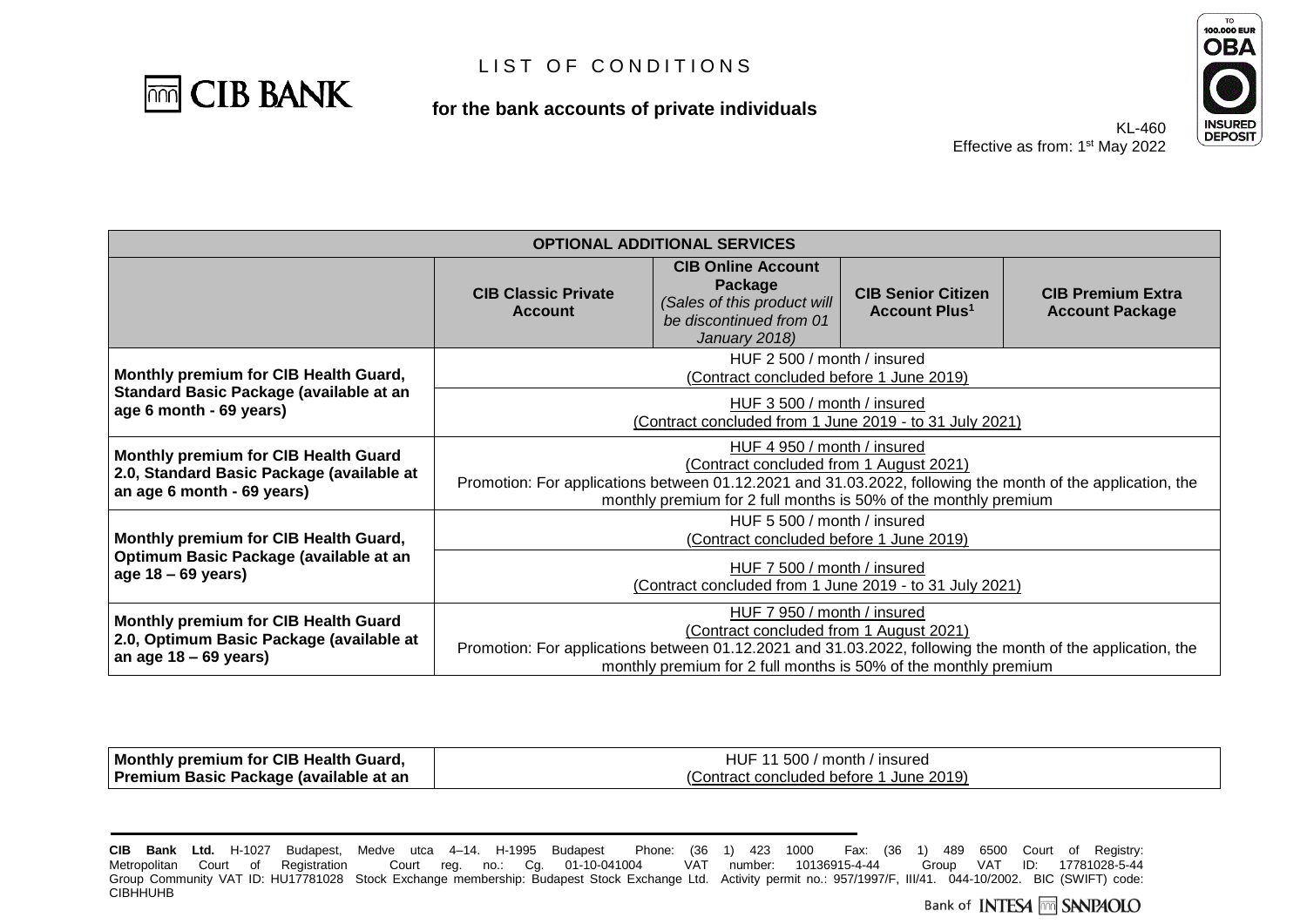# LIST OF CONDITIONS

**for the bank accounts of private individuals**

KL-460
Effective as from: 1st May 2022

| OPTIONAL ADDITIONAL SERVICES | | | | |
|---|---|---|---|---|
| | **CIB Classic Private Account** | **CIB Online Account Package** *(Sales of this product will be discontinued from 01 January 2018)* | **CIB Senior Citizen Account Plus[1]** | **CIB Premium Extra Account Package** |
| **Monthly premium for CIB Health Guard, Standard Basic Package (available at an age 6 month - 69 years)** | HUF 2 500 / month / insured (Contract concluded before 1 June 2019) | | | |
| | HUF 3 500 / month / insured (Contract concluded from 1 June 2019 - to 31 July 2021) | | | |
| **Monthly premium for CIB Health Guard 2.0, Standard Basic Package (available at an age 6 month - 69 years)** | HUF 4 950 / month / insured (Contract concluded from 1 August 2021) Promotion: For applications between 01.12.2021 and 31.03.2022, following the month of the application, the monthly premium for 2 full months is 50% of the monthly premium | | | |
| **Monthly premium for CIB Health Guard, Optimum Basic Package (available at an age 18 – 69 years)** | HUF 5 500 / month / insured (Contract concluded before 1 June 2019) | | | |
| | HUF 7 500 / month / insured (Contract concluded from 1 June 2019 - to 31 July 2021) | | | |
| **Monthly premium for CIB Health Guard 2.0, Optimum Basic Package (available at an age 18 – 69 years)** | HUF 7 950 / month / insured (Contract concluded from 1 August 2021) Promotion: For applications between 01.12.2021 and 31.03.2022, following the month of the application, the monthly premium for 2 full months is 50% of the monthly premium | | | |
| **Monthly premium for CIB Health Guard, Premium Basic Package (available at an** | HUF 11 500 / month / insured (Contract concluded before 1 June 2019) | | | |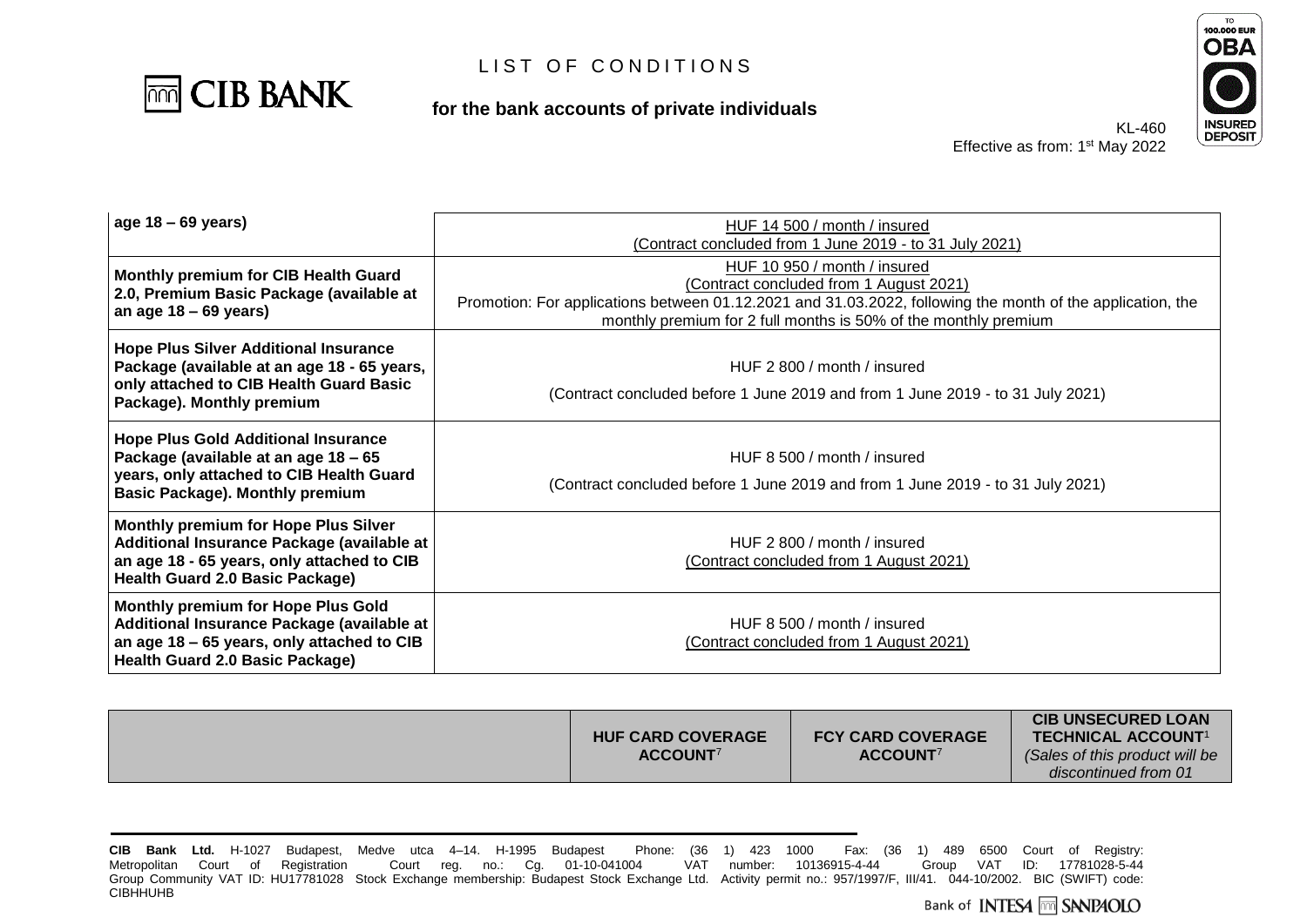| | |
|---|---|
| age 18 – 69 years) | HUF 14 500 / month / insured<br>(Contract concluded from 1 June 2019 - to 31 July 2021) |
| **Monthly premium for CIB Health Guard 2.0, Premium Basic Package (available at an age 18 – 69 years)** | HUF 10 950 / month / insured<br>(Contract concluded from 1 August 2021)<br>Promotion: For applications between 01.12.2021 and 31.03.2022, following the month of the application, the monthly premium for 2 full months is 50% of the monthly premium |
| **Hope Plus Silver Additional Insurance Package (available at an age 18 - 65 years, only attached to CIB Health Guard Basic Package). Monthly premium** | HUF 2 800 / month / insured<br>(Contract concluded before 1 June 2019 and from 1 June 2019 - to 31 July 2021) |
| **Hope Plus Gold Additional Insurance Package (available at an age 18 – 65 years, only attached to CIB Health Guard Basic Package). Monthly premium** | HUF 8 500 / month / insured<br>(Contract concluded before 1 June 2019 and from 1 June 2019 - to 31 July 2021) |
| **Monthly premium for Hope Plus Silver Additional Insurance Package (available at an age 18 - 65 years, only attached to CIB Health Guard 2.0 Basic Package)** | HUF 2 800 / month / insured<br>(Contract concluded from 1 August 2021) |
| **Monthly premium for Hope Plus Gold Additional Insurance Package (available at an age 18 – 65 years, only attached to CIB Health Guard 2.0 Basic Package)** | HUF 8 500 / month / insured<br>(Contract concluded from 1 August 2021) |

| | HUF CARD COVERAGE ACCOUNT[7] | FCY CARD COVERAGE ACCOUNT[7] | CIB UNSECURED LOAN TECHNICAL ACCOUNT[1] *(Sales of this product will be discontinued from 01* |
|---|---|---|---|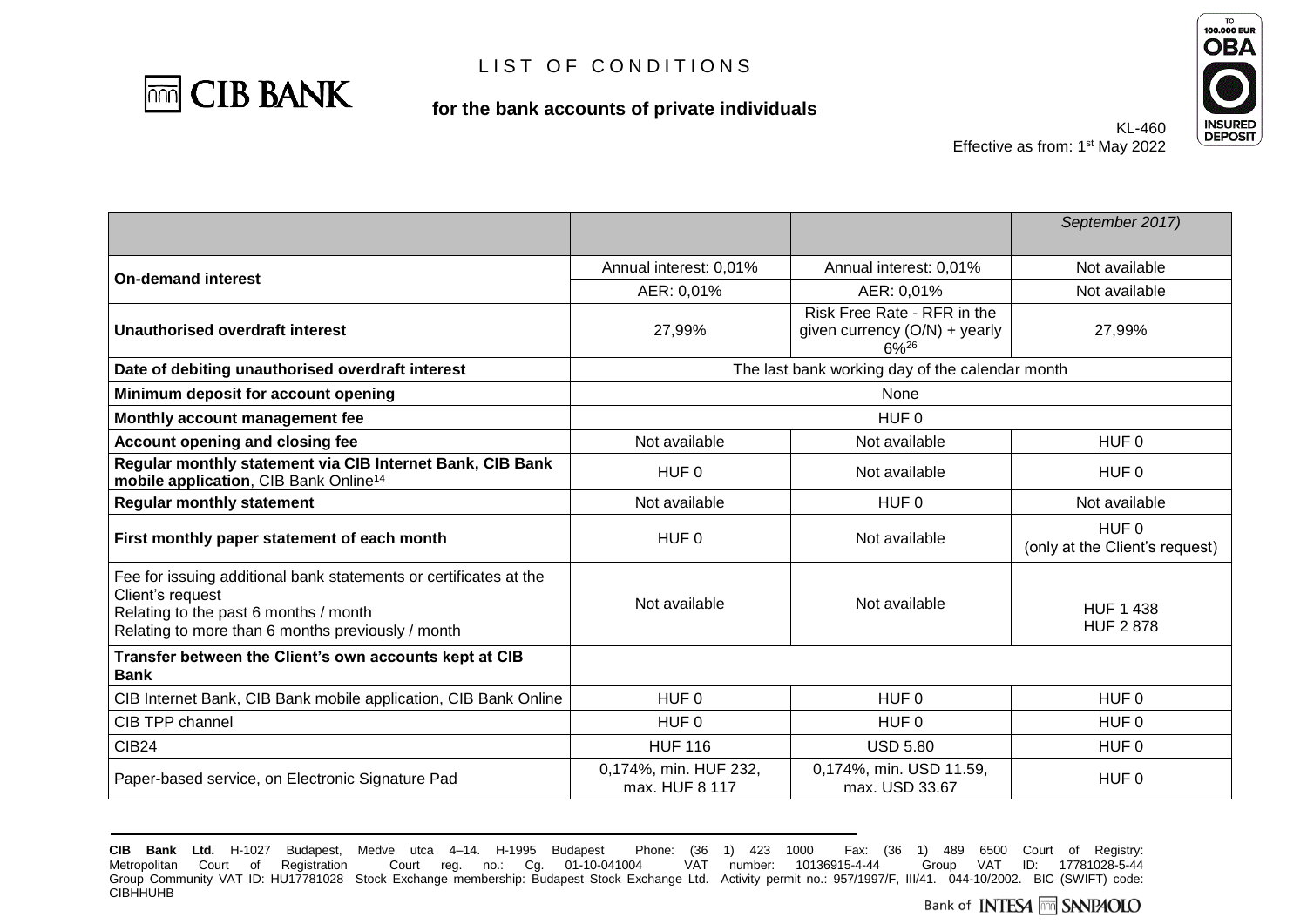# LIST OF CONDITIONS

**for the bank accounts of private individuals**

KL-460
Effective as from: 1st May 2022

| | | | |
|---|---|---|---|
| | | | *September 2017)* |
| **On-demand interest** | Annual interest: 0,01% | Annual interest: 0,01% | Not available |
| | AER: 0,01% | AER: 0,01% | Not available |
| **Unauthorised overdraft interest** | 27,99% | Risk Free Rate - RFR in the given currency (O/N) + yearly 6%[26] | 27,99% |
| **Date of debiting unauthorised overdraft interest** | The last bank working day of the calendar month | | |
| **Minimum deposit for account opening** | None | | |
| **Monthly account management fee** | HUF 0 | | |
| **Account opening and closing fee** | Not available | Not available | HUF 0 |
| **Regular monthly statement via CIB Internet Bank, CIB Bank mobile application**, CIB Bank Online[14] | HUF 0 | Not available | HUF 0 |
| **Regular monthly statement** | Not available | HUF 0 | Not available |
| **First monthly paper statement of each month** | HUF 0 | Not available | HUF 0 (only at the Client's request) |
| Fee for issuing additional bank statements or certificates at the Client's request<br>Relating to the past 6 months / month<br>Relating to more than 6 months previously / month | Not available | Not available | <br><br>HUF 1 438<br>HUF 2 878 |
| **Transfer between the Client's own accounts kept at CIB Bank** | | | |
| CIB Internet Bank, CIB Bank mobile application, CIB Bank Online | HUF 0 | HUF 0 | HUF 0 |
| CIB TPP channel | HUF 0 | HUF 0 | HUF 0 |
| CIB24 | HUF 116 | USD 5.80 | HUF 0 |
| Paper-based service, on Electronic Signature Pad | 0,174%, min. HUF 232, max. HUF 8 117 | 0,174%, min. USD 11.59, max. USD 33.67 | HUF 0 |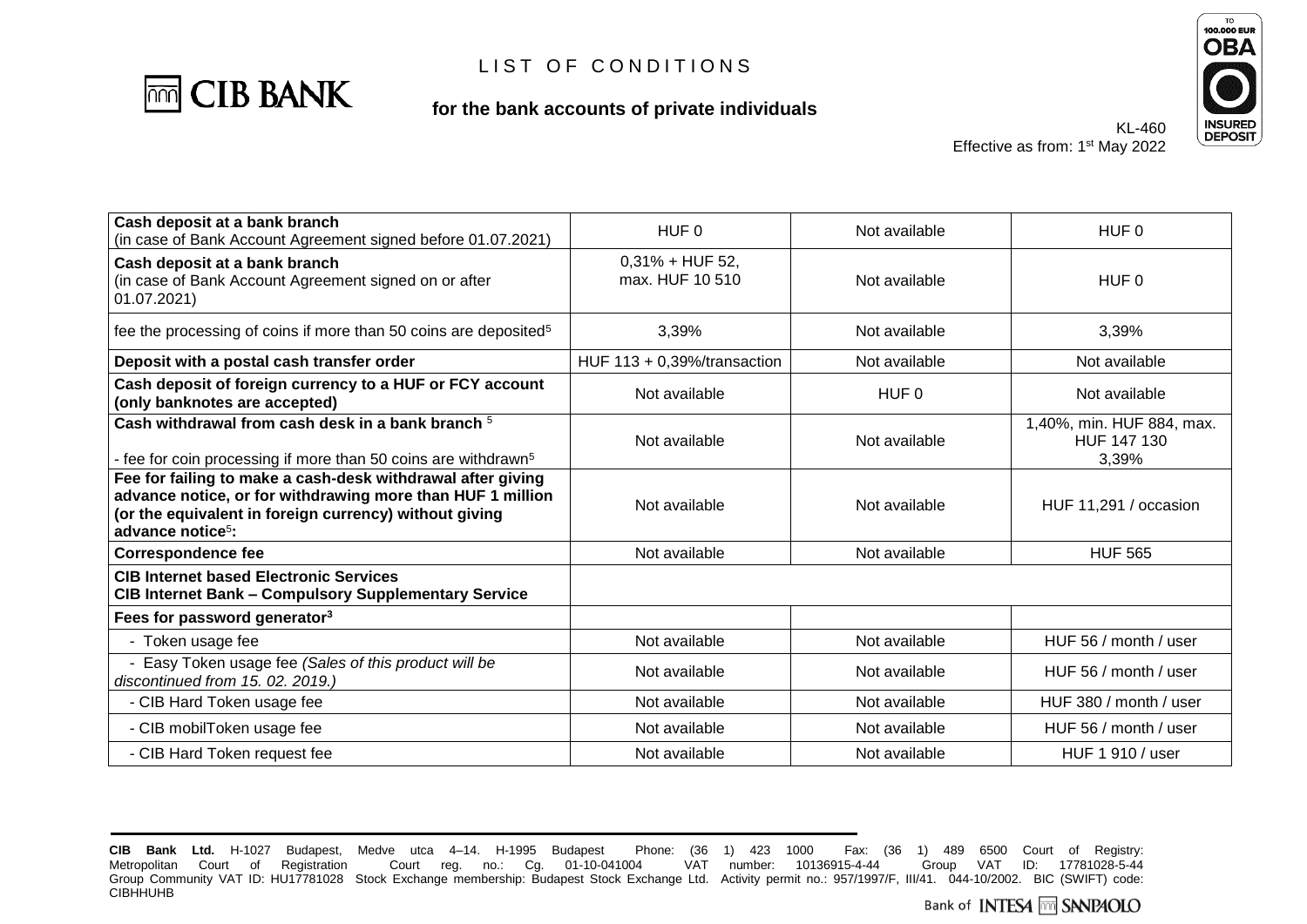# LIST OF CONDITIONS

**for the bank accounts of private individuals**

KL-460
Effective as from: 1st May 2022

| | | | |
|---|---|---|---|
| **Cash deposit at a bank branch** (in case of Bank Account Agreement signed before 01.07.2021) | HUF 0 | Not available | HUF 0 |
| **Cash deposit at a bank branch** (in case of Bank Account Agreement signed on or after 01.07.2021) | 0,31% + HUF 52, max. HUF 10 510 | Not available | HUF 0 |
| fee the processing of coins if more than 50 coins are deposited[5] | 3,39% | Not available | 3,39% |
| **Deposit with a postal cash transfer order** | HUF 113 + 0,39%/transaction | Not available | Not available |
| **Cash deposit of foreign currency to a HUF or FCY account (only banknotes are accepted)** | Not available | HUF 0 | Not available |
| **Cash withdrawal from cash desk in a bank branch** [5]<br>- fee for coin processing if more than 50 coins are withdrawn[5] | Not available | Not available | 1,40%, min. HUF 884, max. HUF 147 130<br>3,39% |
| **Fee for failing to make a cash-desk withdrawal after giving advance notice, or for withdrawing more than HUF 1 million (or the equivalent in foreign currency) without giving advance notice[5]:** | Not available | Not available | HUF 11,291 / occasion |
| **Correspondence fee** | Not available | Not available | HUF 565 |
| **CIB Internet based Electronic Services**<br>**CIB Internet Bank – Compulsory Supplementary Service** | | | |
| **Fees for password generator[3]** | | | |
| - Token usage fee | Not available | Not available | HUF 56 / month / user |
| - Easy Token usage fee *(Sales of this product will be discontinued from 15. 02. 2019.)* | Not available | Not available | HUF 56 / month / user |
| - CIB Hard Token usage fee | Not available | Not available | HUF 380 / month / user |
| - CIB mobilToken usage fee | Not available | Not available | HUF 56 / month / user |
| - CIB Hard Token request fee | Not available | Not available | HUF 1 910 / user |

**CIB Bank Ltd.** H-1027 Budapest, Medve utca 4–14. H-1995 Budapest Phone: (36 1) 423 1000 Fax: (36 1) 489 6500 Court of Registry: Metropolitan Court of Registration Court reg. no.: Cg. 01-10-041004 VAT number: 10136915-4-44 Group VAT ID: 17781028-5-44 Group Community VAT ID: HU17781028 Stock Exchange membership: Budapest Stock Exchange Ltd. Activity permit no.: 957/1997/F, III/41. 044-10/2002. BIC (SWIFT) code: CIBHHUHB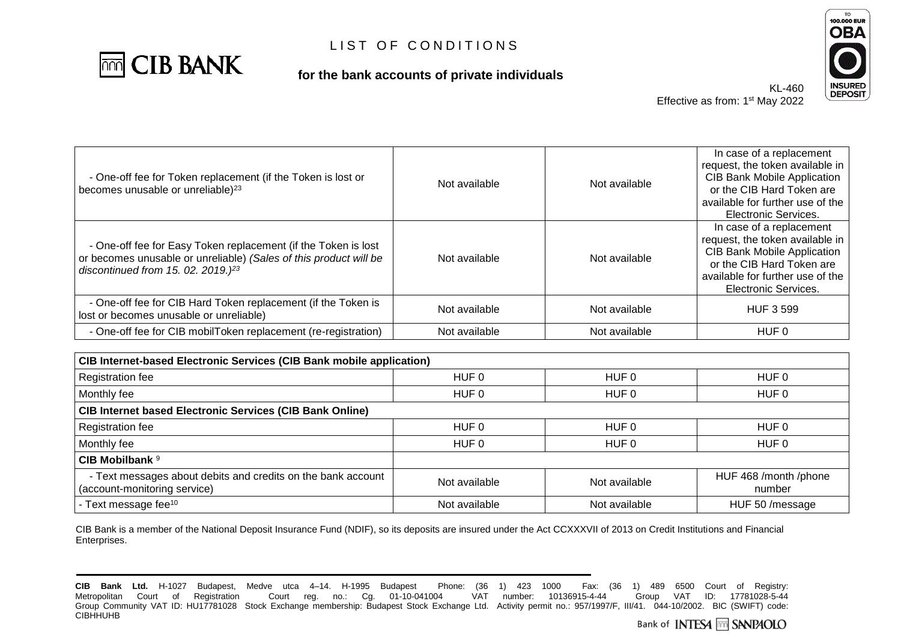# LIST OF CONDITIONS

**for the bank accounts of private individuals**

KL-460
Effective as from: 1st May 2022

| | | | |
|---|---|---|---|
| - One-off fee for Token replacement (if the Token is lost or becomes unusable or unreliable)[23] | Not available | Not available | In case of a replacement request, the token available in CIB Bank Mobile Application or the CIB Hard Token are available for further use of the Electronic Services. |
| - One-off fee for Easy Token replacement (if the Token is lost or becomes unusable or unreliable) *(Sales of this product will be discontinued from 15. 02. 2019.)*[23] | Not available | Not available | In case of a replacement request, the token available in CIB Bank Mobile Application or the CIB Hard Token are available for further use of the Electronic Services. |
| - One-off fee for CIB Hard Token replacement (if the Token is lost or becomes unusable or unreliable) | Not available | Not available | HUF 3 599 |
| - One-off fee for CIB mobilToken replacement (re-registration) | Not available | Not available | HUF 0 |

| **CIB Internet-based Electronic Services (CIB Bank mobile application)** | | | |
|---|---|---|---|
| Registration fee | HUF 0 | HUF 0 | HUF 0 |
| Monthly fee | HUF 0 | HUF 0 | HUF 0 |
| **CIB Internet based Electronic Services (CIB Bank Online)** | | | |
| Registration fee | HUF 0 | HUF 0 | HUF 0 |
| Monthly fee | HUF 0 | HUF 0 | HUF 0 |
| **CIB Mobilbank** [9] | | | |
| - Text messages about debits and credits on the bank account (account-monitoring service) | Not available | Not available | HUF 468 /month /phone number |
| - Text message fee[10] | Not available | Not available | HUF 50 /message |

CIB Bank is a member of the National Deposit Insurance Fund (NDIF), so its deposits are insured under the Act CCXXXVII of 2013 on Credit Institutions and Financial Enterprises.

**CIB Bank Ltd.** H-1027 Budapest, Medve utca 4–14. H-1995 Budapest Phone: (36 1) 423 1000 Fax: (36 1) 489 6500 Court of Registry: Metropolitan Court of Registration Court reg. no.: Cg. 01-10-041004 VAT number: 10136915-4-44 Group VAT ID: 17781028-5-44 Group Community VAT ID: HU17781028 Stock Exchange membership: Budapest Stock Exchange Ltd. Activity permit no.: 957/1997/F, III/41. 044-10/2002. BIC (SWIFT) code: CIBHHUHB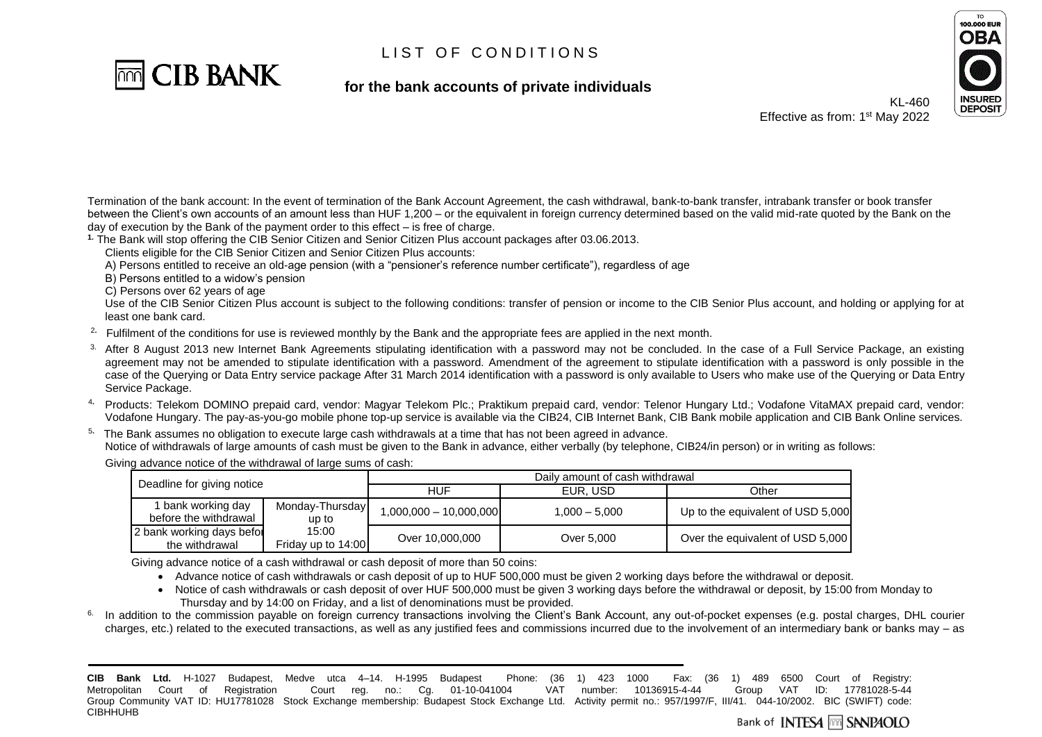# LIST OF CONDITIONS

**for the bank accounts of private individuals**

KL-460
Effective as from: 1st May 2022

Termination of the bank account: In the event of termination of the Bank Account Agreement, the cash withdrawal, bank-to-bank transfer, intrabank transfer or book transfer between the Client's own accounts of an amount less than HUF 1,200 – or the equivalent in foreign currency determined based on the valid mid-rate quoted by the Bank on the day of execution by the Bank of the payment order to this effect – is free of charge.

[1] The Bank will stop offering the CIB Senior Citizen and Senior Citizen Plus account packages after 03.06.2013.

Clients eligible for the CIB Senior Citizen and Senior Citizen Plus accounts:

A) Persons entitled to receive an old-age pension (with a "pensioner's reference number certificate"), regardless of age

B) Persons entitled to a widow's pension

C) Persons over 62 years of age

Use of the CIB Senior Citizen Plus account is subject to the following conditions: transfer of pension or income to the CIB Senior Plus account, and holding or applying for at least one bank card.

[2] Fulfilment of the conditions for use is reviewed monthly by the Bank and the appropriate fees are applied in the next month.

[3] After 8 August 2013 new Internet Bank Agreements stipulating identification with a password may not be concluded. In the case of a Full Service Package, an existing agreement may not be amended to stipulate identification with a password. Amendment of the agreement to stipulate identification with a password is only possible in the case of the Querying or Data Entry service package After 31 March 2014 identification with a password is only available to Users who make use of the Querying or Data Entry Service Package.

[4] Products: Telekom DOMINO prepaid card, vendor: Magyar Telekom Plc.; Praktikum prepaid card, vendor: Telenor Hungary Ltd.; Vodafone VitaMAX prepaid card, vendor: Vodafone Hungary. The pay-as-you-go mobile phone top-up service is available via the CIB24, CIB Internet Bank, CIB Bank mobile application and CIB Bank Online services.

[5] The Bank assumes no obligation to execute large cash withdrawals at a time that has not been agreed in advance.

Notice of withdrawals of large amounts of cash must be given to the Bank in advance, either verbally (by telephone, CIB24/in person) or in writing as follows:

Giving advance notice of the withdrawal of large sums of cash:

| Deadline for giving notice | | Daily amount of cash withdrawal | | |
|---|---|---|---|---|
| | | HUF | EUR, USD | Other |
| 1 bank working day before the withdrawal | Monday-Thursday up to 15:00 Friday up to 14:00 | 1,000,000 – 10,000,000 | 1,000 – 5,000 | Up to the equivalent of USD 5,000 |
| 2 bank working days before the withdrawal | | Over 10,000,000 | Over 5,000 | Over the equivalent of USD 5,000 |

Giving advance notice of a cash withdrawal or cash deposit of more than 50 coins:

- Advance notice of cash withdrawals or cash deposit of up to HUF 500,000 must be given 2 working days before the withdrawal or deposit.
- Notice of cash withdrawals or cash deposit of over HUF 500,000 must be given 3 working days before the withdrawal or deposit, by 15:00 from Monday to Thursday and by 14:00 on Friday, and a list of denominations must be provided.

[6] In addition to the commission payable on foreign currency transactions involving the Client's Bank Account, any out-of-pocket expenses (e.g. postal charges, DHL courier charges, etc.) related to the executed transactions, as well as any justified fees and commissions incurred due to the involvement of an intermediary bank or banks may – as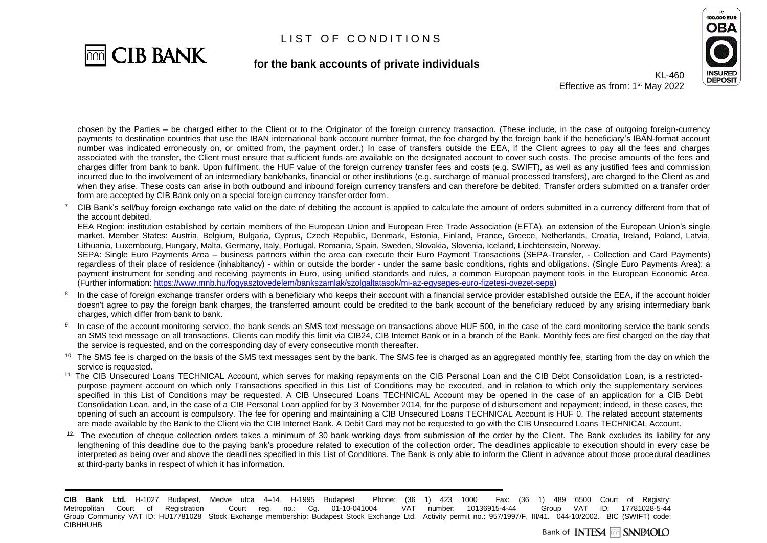chosen by the Parties – be charged either to the Client or to the Originator of the foreign currency transaction. (These include, in the case of outgoing foreign-currency payments to destination countries that use the IBAN international bank account number format, the fee charged by the foreign bank if the beneficiary's IBAN-format account number was indicated erroneously on, or omitted from, the payment order.) In case of transfers outside the EEA, if the Client agrees to pay all the fees and charges associated with the transfer, the Client must ensure that sufficient funds are available on the designated account to cover such costs. The precise amounts of the fees and charges differ from bank to bank. Upon fulfilment, the HUF value of the foreign currency transfer fees and costs (e.g. SWIFT), as well as any justified fees and commission incurred due to the involvement of an intermediary bank/banks, financial or other institutions (e.g. surcharge of manual processed transfers), are charged to the Client as and when they arise. These costs can arise in both outbound and inbound foreign currency transfers and can therefore be debited. Transfer orders submitted on a transfer order form are accepted by CIB Bank only on a special foreign currency transfer order form.

[7] CIB Bank's sell/buy foreign exchange rate valid on the date of debiting the account is applied to calculate the amount of orders submitted in a currency different from that of the account debited.

EEA Region: institution established by certain members of the European Union and European Free Trade Association (EFTA), an extension of the European Union's single market. Member States: Austria, Belgium, Bulgaria, Cyprus, Czech Republic, Denmark, Estonia, Finland, France, Greece, Netherlands, Croatia, Ireland, Poland, Latvia, Lithuania, Luxembourg, Hungary, Malta, Germany, Italy, Portugal, Romania, Spain, Sweden, Slovakia, Slovenia, Iceland, Liechtenstein, Norway.

SEPA: Single Euro Payments Area – business partners within the area can execute their Euro Payment Transactions (SEPA-Transfer, - Collection and Card Payments) regardless of their place of residence (inhabitancy) - within or outside the border - under the same basic conditions, rights and obligations. (Single Euro Payments Area): a payment instrument for sending and receiving payments in Euro, using unified standards and rules, a common European payment tools in the European Economic Area. (Further information: https://www.mnb.hu/fogyasztovedelem/bankszamlak/szolgaltatasok/mi-az-egyseges-euro-fizetesi-ovezet-sepa)

[8] In the case of foreign exchange transfer orders with a beneficiary who keeps their account with a financial service provider established outside the EEA, if the account holder doesn't agree to pay the foreign bank charges, the transferred amount could be credited to the bank account of the beneficiary reduced by any arising intermediary bank charges, which differ from bank to bank.

[9] In case of the account monitoring service, the bank sends an SMS text message on transactions above HUF 500, in the case of the card monitoring service the bank sends an SMS text message on all transactions. Clients can modify this limit via CIB24, CIB Internet Bank or in a branch of the Bank. Monthly fees are first charged on the day that the service is requested, and on the corresponding day of every consecutive month thereafter.

[10] The SMS fee is charged on the basis of the SMS text messages sent by the bank. The SMS fee is charged as an aggregated monthly fee, starting from the day on which the service is requested.

[11] The CIB Unsecured Loans TECHNICAL Account, which serves for making repayments on the CIB Personal Loan and the CIB Debt Consolidation Loan, is a restricted-purpose payment account on which only Transactions specified in this List of Conditions may be executed, and in relation to which only the supplementary services specified in this List of Conditions may be requested. A CIB Unsecured Loans TECHNICAL Account may be opened in the case of an application for a CIB Debt Consolidation Loan, and, in the case of a CIB Personal Loan applied for by 3 November 2014, for the purpose of disbursement and repayment; indeed, in these cases, the opening of such an account is compulsory. The fee for opening and maintaining a CIB Unsecured Loans TECHNICAL Account is HUF 0. The related account statements are made available by the Bank to the Client via the CIB Internet Bank. A Debit Card may not be requested to go with the CIB Unsecured Loans TECHNICAL Account.

[12] The execution of cheque collection orders takes a minimum of 30 bank working days from submission of the order by the Client. The Bank excludes its liability for any lengthening of this deadline due to the paying bank's procedure related to execution of the collection order. The deadlines applicable to execution should in every case be interpreted as being over and above the deadlines specified in this List of Conditions. The Bank is only able to inform the Client in advance about those procedural deadlines at third-party banks in respect of which it has information.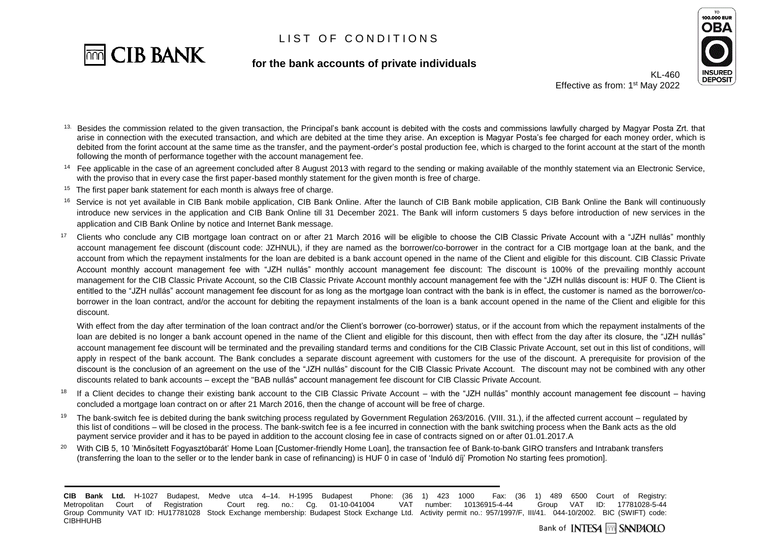[13] Besides the commission related to the given transaction, the Principal's bank account is debited with the costs and commissions lawfully charged by Magyar Posta Zrt. that arise in connection with the executed transaction, and which are debited at the time they arise. An exception is Magyar Posta's fee charged for each money order, which is debited from the forint account at the same time as the transfer, and the payment-order's postal production fee, which is charged to the forint account at the start of the month following the month of performance together with the account management fee.

[14] Fee applicable in the case of an agreement concluded after 8 August 2013 with regard to the sending or making available of the monthly statement via an Electronic Service, with the proviso that in every case the first paper-based monthly statement for the given month is free of charge.

[15] The first paper bank statement for each month is always free of charge.

[16] Service is not yet available in CIB Bank mobile application, CIB Bank Online. After the launch of CIB Bank mobile application, CIB Bank Online the Bank will continuously introduce new services in the application and CIB Bank Online till 31 December 2021. The Bank will inform customers 5 days before introduction of new services in the application and CIB Bank Online by notice and Internet Bank message.

[17] Clients who conclude any CIB mortgage loan contract on or after 21 March 2016 will be eligible to choose the CIB Classic Private Account with a "JZH nullás" monthly account management fee discount (discount code: JZHNUL), if they are named as the borrower/co-borrower in the contract for a CIB mortgage loan at the bank, and the account from which the repayment instalments for the loan are debited is a bank account opened in the name of the Client and eligible for this discount. CIB Classic Private Account monthly account management fee with "JZH nullás" monthly account management fee discount: The discount is 100% of the prevailing monthly account management for the CIB Classic Private Account, so the CIB Classic Private Account monthly account management fee with the "JZH nullás discount is: HUF 0. The Client is entitled to the "JZH nullás" account management fee discount for as long as the mortgage loan contract with the bank is in effect, the customer is named as the borrower/co-borrower in the loan contract, and/or the account for debiting the repayment instalments of the loan is a bank account opened in the name of the Client and eligible for this discount.

With effect from the day after termination of the loan contract and/or the Client's borrower (co-borrower) status, or if the account from which the repayment instalments of the loan are debited is no longer a bank account opened in the name of the Client and eligible for this discount, then with effect from the day after its closure, the "JZH nullás" account management fee discount will be terminated and the prevailing standard terms and conditions for the CIB Classic Private Account, set out in this list of conditions, will apply in respect of the bank account. The Bank concludes a separate discount agreement with customers for the use of the discount. A prerequisite for provision of the discount is the conclusion of an agreement on the use of the "JZH nullás" discount for the CIB Classic Private Account. The discount may not be combined with any other discounts related to bank accounts – except the "BAB nullás" account management fee discount for CIB Classic Private Account.

[18] If a Client decides to change their existing bank account to the CIB Classic Private Account – with the "JZH nullás" monthly account management fee discount – having concluded a mortgage loan contract on or after 21 March 2016, then the change of account will be free of charge.

[19] The bank-switch fee is debited during the bank switching process regulated by Government Regulation 263/2016. (VIII. 31.), if the affected current account – regulated by this list of conditions – will be closed in the process. The bank-switch fee is a fee incurred in connection with the bank switching process when the Bank acts as the old payment service provider and it has to be payed in addition to the account closing fee in case of contracts signed on or after 01.01.2017.A

[20] With CIB 5, 10 'Minősített Fogyasztóbarát' Home Loan [Customer-friendly Home Loan], the transaction fee of Bank-to-bank GIRO transfers and Intrabank transfers (transferring the loan to the seller or to the lender bank in case of refinancing) is HUF 0 in case of 'Induló díj' Promotion No starting fees promotion].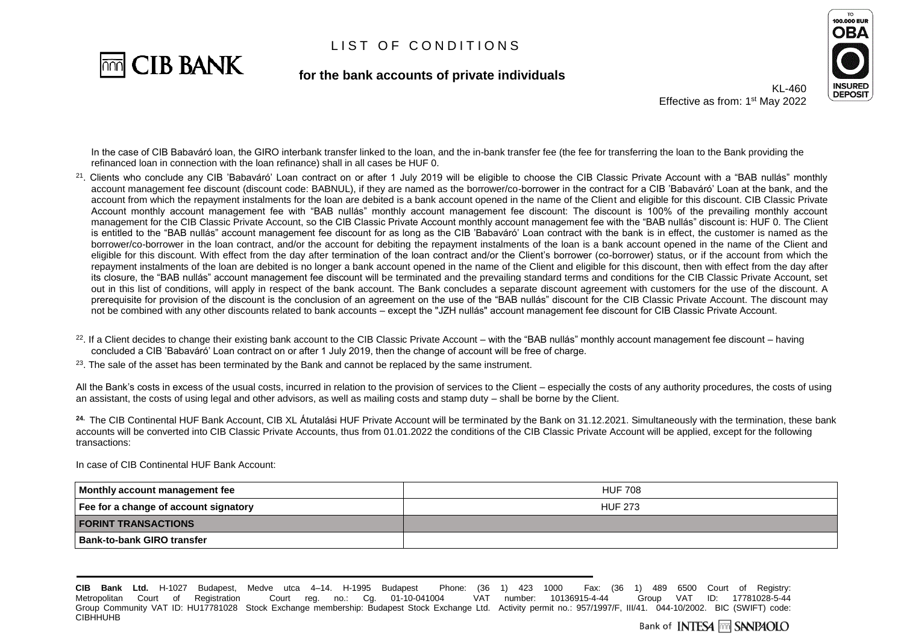In the case of CIB Babaváró loan, the GIRO interbank transfer linked to the loan, and the in-bank transfer fee (the fee for transferring the loan to the Bank providing the refinanced loan in connection with the loan refinance) shall in all cases be HUF 0.

[21]. Clients who conclude any CIB 'Babaváró' Loan contract on or after 1 July 2019 will be eligible to choose the CIB Classic Private Account with a "BAB nullás" monthly account management fee discount (discount code: BABNUL), if they are named as the borrower/co-borrower in the contract for a CIB 'Babaváró' Loan at the bank, and the account from which the repayment instalments for the loan are debited is a bank account opened in the name of the Client and eligible for this discount. CIB Classic Private Account monthly account management fee with "BAB nullás" monthly account management fee discount: The discount is 100% of the prevailing monthly account management for the CIB Classic Private Account, so the CIB Classic Private Account monthly account management fee with the "BAB nullás" discount is: HUF 0. The Client is entitled to the "BAB nullás" account management fee discount for as long as the CIB 'Babaváró' Loan contract with the bank is in effect, the customer is named as the borrower/co-borrower in the loan contract, and/or the account for debiting the repayment instalments of the loan is a bank account opened in the name of the Client and eligible for this discount. With effect from the day after termination of the loan contract and/or the Client's borrower (co-borrower) status, or if the account from which the repayment instalments of the loan are debited is no longer a bank account opened in the name of the Client and eligible for this discount, then with effect from the day after its closure, the "BAB nullás" account management fee discount will be terminated and the prevailing standard terms and conditions for the CIB Classic Private Account, set out in this list of conditions, will apply in respect of the bank account. The Bank concludes a separate discount agreement with customers for the use of the discount. A prerequisite for provision of the discount is the conclusion of an agreement on the use of the "BAB nullás" discount for the CIB Classic Private Account. The discount may not be combined with any other discounts related to bank accounts – except the "JZH nullás" account management fee discount for CIB Classic Private Account.

[22]. If a Client decides to change their existing bank account to the CIB Classic Private Account – with the "BAB nullás" monthly account management fee discount – having concluded a CIB 'Babaváró' Loan contract on or after 1 July 2019, then the change of account will be free of charge.

[23]. The sale of the asset has been terminated by the Bank and cannot be replaced by the same instrument.

All the Bank's costs in excess of the usual costs, incurred in relation to the provision of services to the Client – especially the costs of any authority procedures, the costs of using an assistant, the costs of using legal and other advisors, as well as mailing costs and stamp duty – shall be borne by the Client.

**[24].** The CIB Continental HUF Bank Account, CIB XL Átutalási HUF Private Account will be terminated by the Bank on 31.12.2021. Simultaneously with the termination, these bank accounts will be converted into CIB Classic Private Accounts, thus from 01.01.2022 the conditions of the CIB Classic Private Account will be applied, except for the following transactions:

In case of CIB Continental HUF Bank Account:

| **Monthly account management fee** | HUF 708 |
|---|---|
| **Fee for a change of account signatory** | HUF 273 |
| **FORINT TRANSACTIONS** | |
| **Bank-to-bank GIRO transfer** | |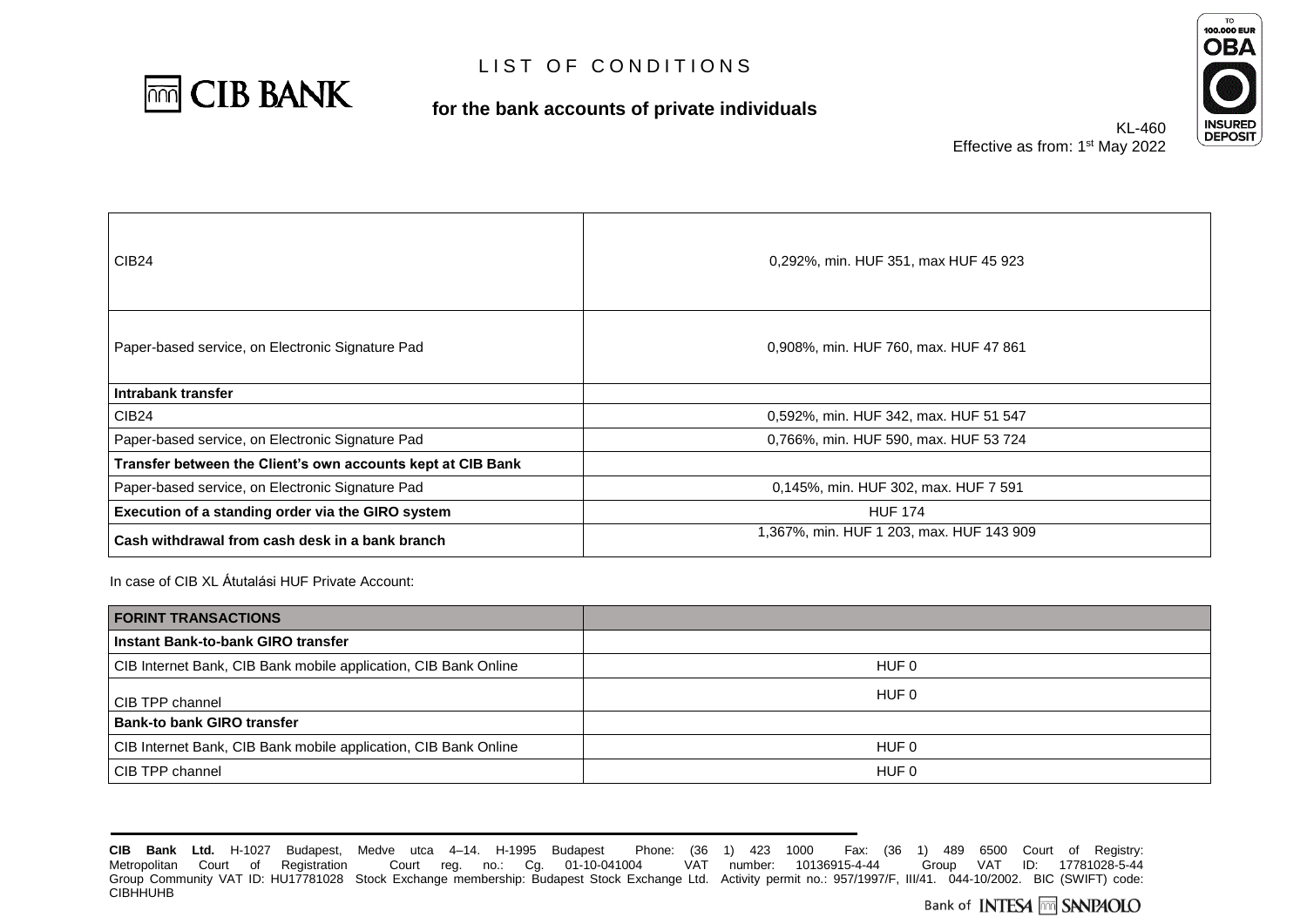# LIST OF CONDITIONS

**for the bank accounts of private individuals**

KL-460
Effective as from: 1st May 2022

| | |
|---|---|
| CIB24 | 0,292%, min. HUF 351, max HUF 45 923 |
| Paper-based service, on Electronic Signature Pad | 0,908%, min. HUF 760, max. HUF 47 861 |
| **Intrabank transfer** | |
| CIB24 | 0,592%, min. HUF 342, max. HUF 51 547 |
| Paper-based service, on Electronic Signature Pad | 0,766%, min. HUF 590, max. HUF 53 724 |
| **Transfer between the Client's own accounts kept at CIB Bank** | |
| Paper-based service, on Electronic Signature Pad | 0,145%, min. HUF 302, max. HUF 7 591 |
| **Execution of a standing order via the GIRO system** | HUF 174 |
| **Cash withdrawal from cash desk in a bank branch** | 1,367%, min. HUF 1 203, max. HUF 143 909 |

In case of CIB XL Átutalási HUF Private Account:

| **FORINT TRANSACTIONS** | |
|---|---|
| **Instant Bank-to-bank GIRO transfer** | |
| CIB Internet Bank, CIB Bank mobile application, CIB Bank Online | HUF 0 |
| CIB TPP channel | HUF 0 |
| **Bank-to bank GIRO transfer** | |
| CIB Internet Bank, CIB Bank mobile application, CIB Bank Online | HUF 0 |
| CIB TPP channel | HUF 0 |

**CIB Bank Ltd.** H-1027 Budapest, Medve utca 4–14. H-1995 Budapest Phone: (36 1) 423 1000 Fax: (36 1) 489 6500 Court of Registry: Metropolitan Court of Registration Court reg. no.: Cg. 01-10-041004 VAT number: 10136915-4-44 Group VAT ID: 17781028-5-44 Group Community VAT ID: HU17781028 Stock Exchange membership: Budapest Stock Exchange Ltd. Activity permit no.: 957/1997/F, III/41. 044-10/2002. BIC (SWIFT) code: CIBHHUHB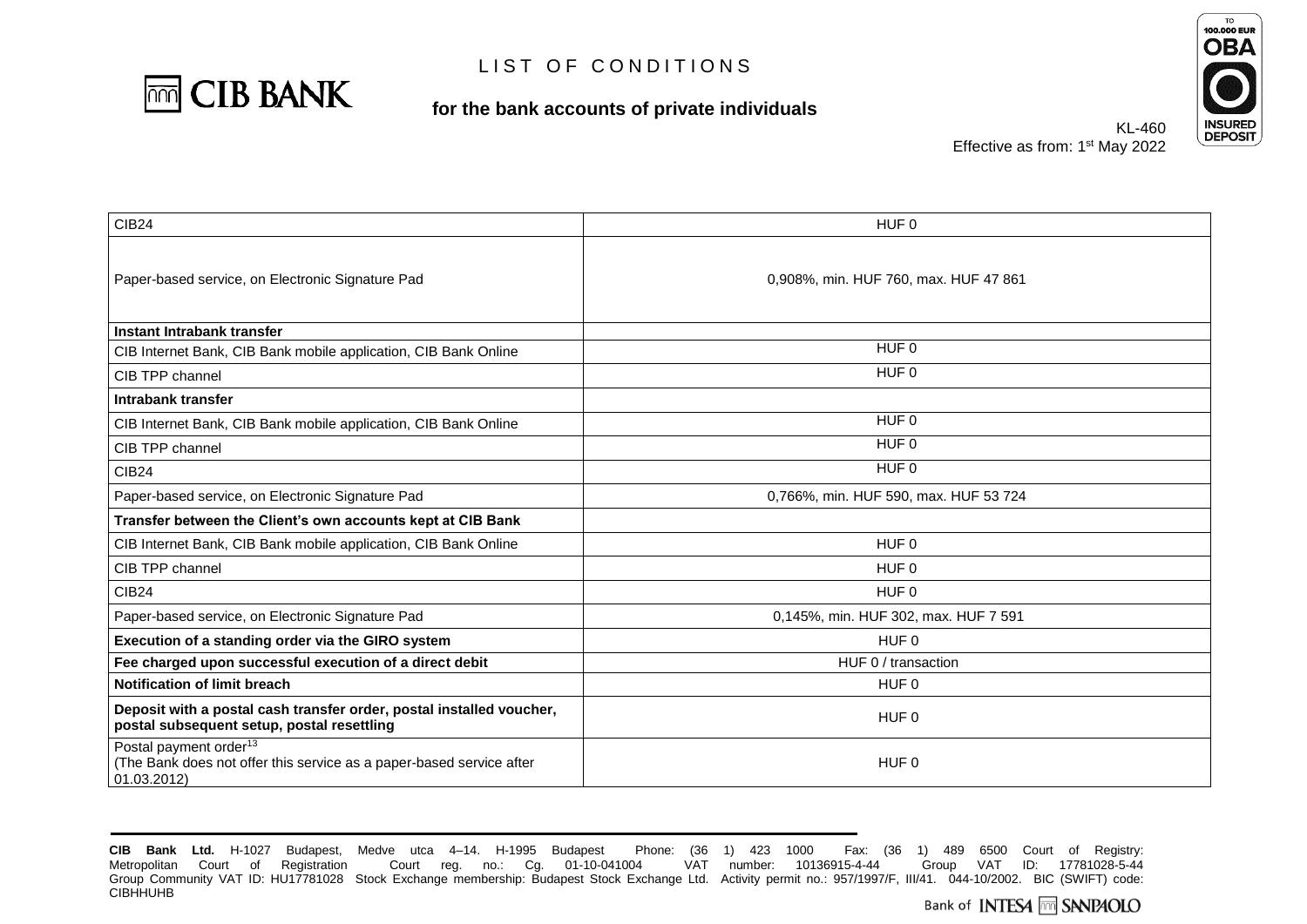# LIST OF CONDITIONS

**for the bank accounts of private individuals**

KL-460
Effective as from: 1st May 2022

| | |
|---|---|
| CIB24 | HUF 0 |
| Paper-based service, on Electronic Signature Pad | 0,908%, min. HUF 760, max. HUF 47 861 |
| **Instant Intrabank transfer** | |
| CIB Internet Bank, CIB Bank mobile application, CIB Bank Online | HUF 0 |
| CIB TPP channel | HUF 0 |
| **Intrabank transfer** | |
| CIB Internet Bank, CIB Bank mobile application, CIB Bank Online | HUF 0 |
| CIB TPP channel | HUF 0 |
| CIB24 | HUF 0 |
| Paper-based service, on Electronic Signature Pad | 0,766%, min. HUF 590, max. HUF 53 724 |
| **Transfer between the Client's own accounts kept at CIB Bank** | |
| CIB Internet Bank, CIB Bank mobile application, CIB Bank Online | HUF 0 |
| CIB TPP channel | HUF 0 |
| CIB24 | HUF 0 |
| Paper-based service, on Electronic Signature Pad | 0,145%, min. HUF 302, max. HUF 7 591 |
| **Execution of a standing order via the GIRO system** | HUF 0 |
| **Fee charged upon successful execution of a direct debit** | HUF 0 / transaction |
| **Notification of limit breach** | HUF 0 |
| **Deposit with a postal cash transfer order, postal installed voucher, postal subsequent setup, postal resettling** | HUF 0 |
| Postal payment order[13] (The Bank does not offer this service as a paper-based service after 01.03.2012) | HUF 0 |

**CIB Bank Ltd.** H-1027 Budapest, Medve utca 4–14. H-1995 Budapest Phone: (36 1) 423 1000 Fax: (36 1) 489 6500 Court of Registry: Metropolitan Court of Registration Court reg. no.: Cg. 01-10-041004 VAT number: 10136915-4-44 Group VAT ID: 17781028-5-44 Group Community VAT ID: HU17781028 Stock Exchange membership: Budapest Stock Exchange Ltd. Activity permit no.: 957/1997/F, III/41. 044-10/2002. BIC (SWIFT) code: CIBHHUHB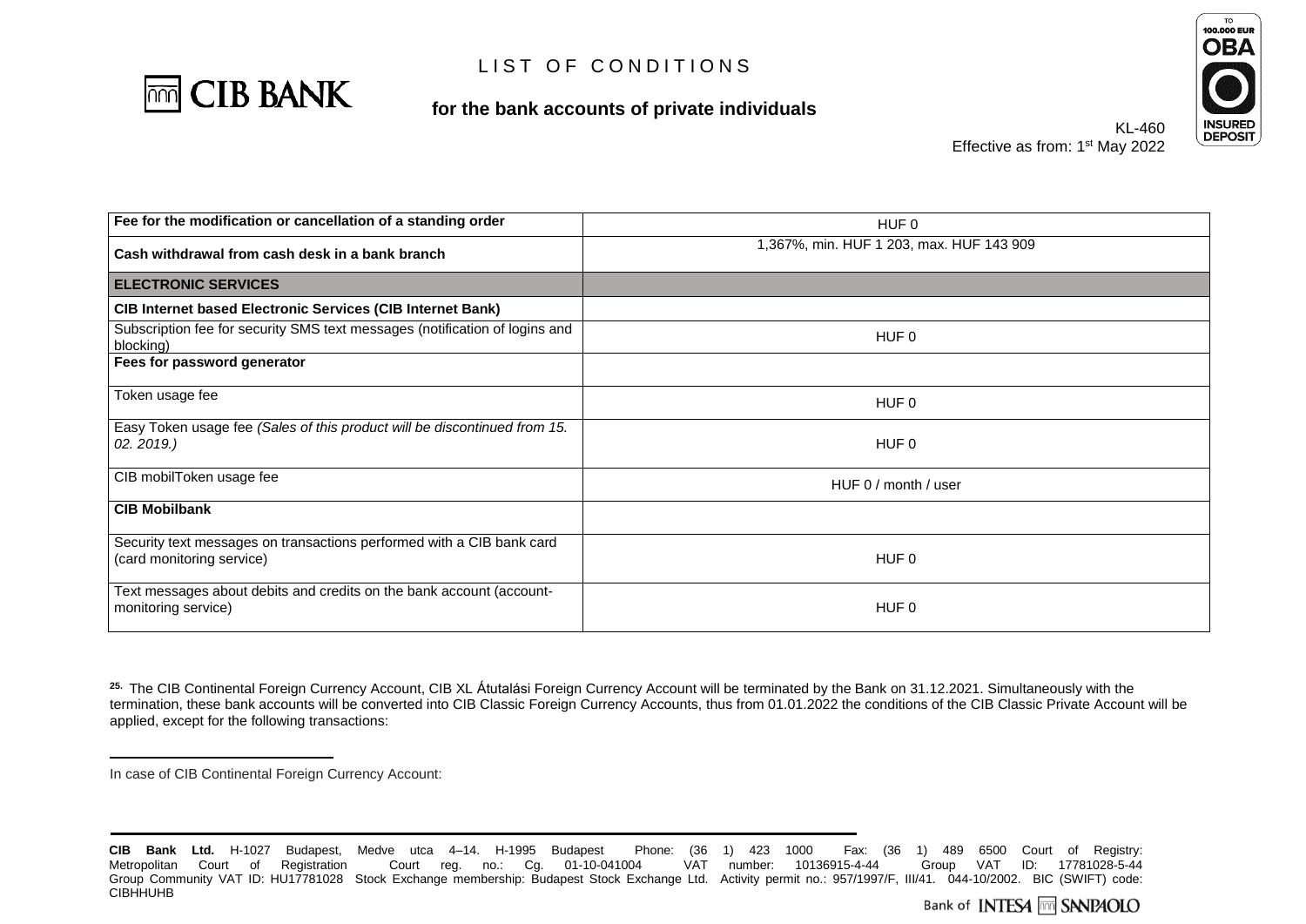# LIST OF CONDITIONS

## for the bank accounts of private individuals

KL-460
Effective as from: 1st May 2022

| | |
|---|---|
| **Fee for the modification or cancellation of a standing order** | HUF 0 |
| **Cash withdrawal from cash desk in a bank branch** | 1,367%, min. HUF 1 203, max. HUF 143 909 |
| **ELECTRONIC SERVICES** | |
| **CIB Internet based Electronic Services (CIB Internet Bank)** | |
| Subscription fee for security SMS text messages (notification of logins and blocking) | HUF 0 |
| **Fees for password generator** | |
| Token usage fee | HUF 0 |
| Easy Token usage fee *(Sales of this product will be discontinued from 15. 02. 2019.)* | HUF 0 |
| CIB mobilToken usage fee | HUF 0 / month / user |
| **CIB Mobilbank** | |
| Security text messages on transactions performed with a CIB bank card (card monitoring service) | HUF 0 |
| Text messages about debits and credits on the bank account (account-monitoring service) | HUF 0 |

[25] The CIB Continental Foreign Currency Account, CIB XL Átutalási Foreign Currency Account will be terminated by the Bank on 31.12.2021. Simultaneously with the termination, these bank accounts will be converted into CIB Classic Foreign Currency Accounts, thus from 01.01.2022 the conditions of the CIB Classic Private Account will be applied, except for the following transactions:

In case of CIB Continental Foreign Currency Account:

**CIB Bank Ltd.** H-1027 Budapest, Medve utca 4–14. H-1995 Budapest Phone: (36 1) 423 1000 Fax: (36 1) 489 6500 Court of Registry: Metropolitan Court of Registration Court reg. no.: Cg. 01-10-041004 VAT number: 10136915-4-44 Group VAT ID: 17781028-5-44 Group Community VAT ID: HU17781028 Stock Exchange membership: Budapest Stock Exchange Ltd. Activity permit no.: 957/1997/F, III/41. 044-10/2002. BIC (SWIFT) code: CIBHHUHB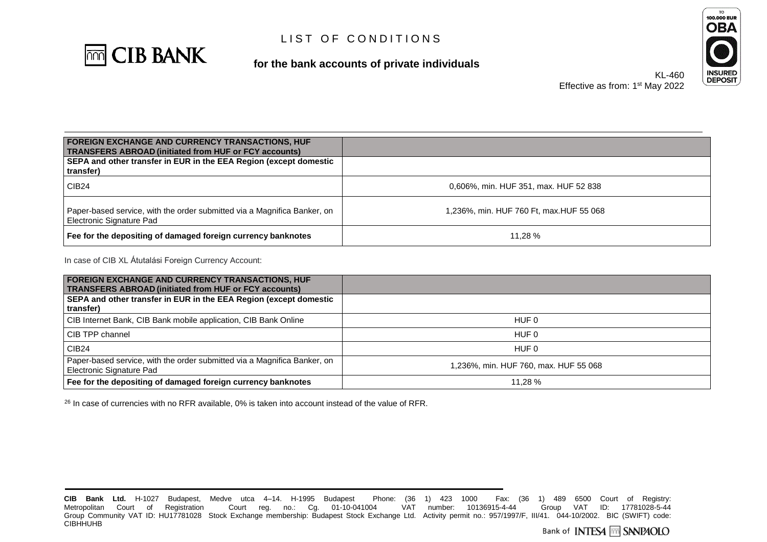# LIST OF CONDITIONS

## for the bank accounts of private individuals

KL-460
Effective as from: 1st May 2022

| **FOREIGN EXCHANGE AND CURRENCY TRANSACTIONS, HUF TRANSFERS ABROAD (initiated from HUF or FCY accounts)** | |
|---|---|
| **SEPA and other transfer in EUR in the EEA Region (except domestic transfer)** | |
| CIB24 | 0,606%, min. HUF 351, max. HUF 52 838 |
| Paper-based service, with the order submitted via a Magnifica Banker, on Electronic Signature Pad | 1,236%, min. HUF 760 Ft, max.HUF 55 068 |
| **Fee for the depositing of damaged foreign currency banknotes** | 11,28 % |

In case of CIB XL Átutalási Foreign Currency Account:

| **FOREIGN EXCHANGE AND CURRENCY TRANSACTIONS, HUF TRANSFERS ABROAD (initiated from HUF or FCY accounts)** | |
|---|---|
| **SEPA and other transfer in EUR in the EEA Region (except domestic transfer)** | |
| CIB Internet Bank, CIB Bank mobile application, CIB Bank Online | HUF 0 |
| CIB TPP channel | HUF 0 |
| CIB24 | HUF 0 |
| Paper-based service, with the order submitted via a Magnifica Banker, on Electronic Signature Pad | 1,236%, min. HUF 760, max. HUF 55 068 |
| **Fee for the depositing of damaged foreign currency banknotes** | 11,28 % |

[26] In case of currencies with no RFR available, 0% is taken into account instead of the value of RFR.

**CIB Bank Ltd.** H-1027 Budapest, Medve utca 4–14. H-1995 Budapest Phone: (36 1) 423 1000 Fax: (36 1) 489 6500 Court of Registry: Metropolitan Court of Registration Court reg. no.: Cg. 01-10-041004 VAT number: 10136915-4-44 Group VAT ID: 17781028-5-44 Group Community VAT ID: HU17781028 Stock Exchange membership: Budapest Stock Exchange Ltd. Activity permit no.: 957/1997/F, III/41. 044-10/2002. BIC (SWIFT) code: CIBHHUHB